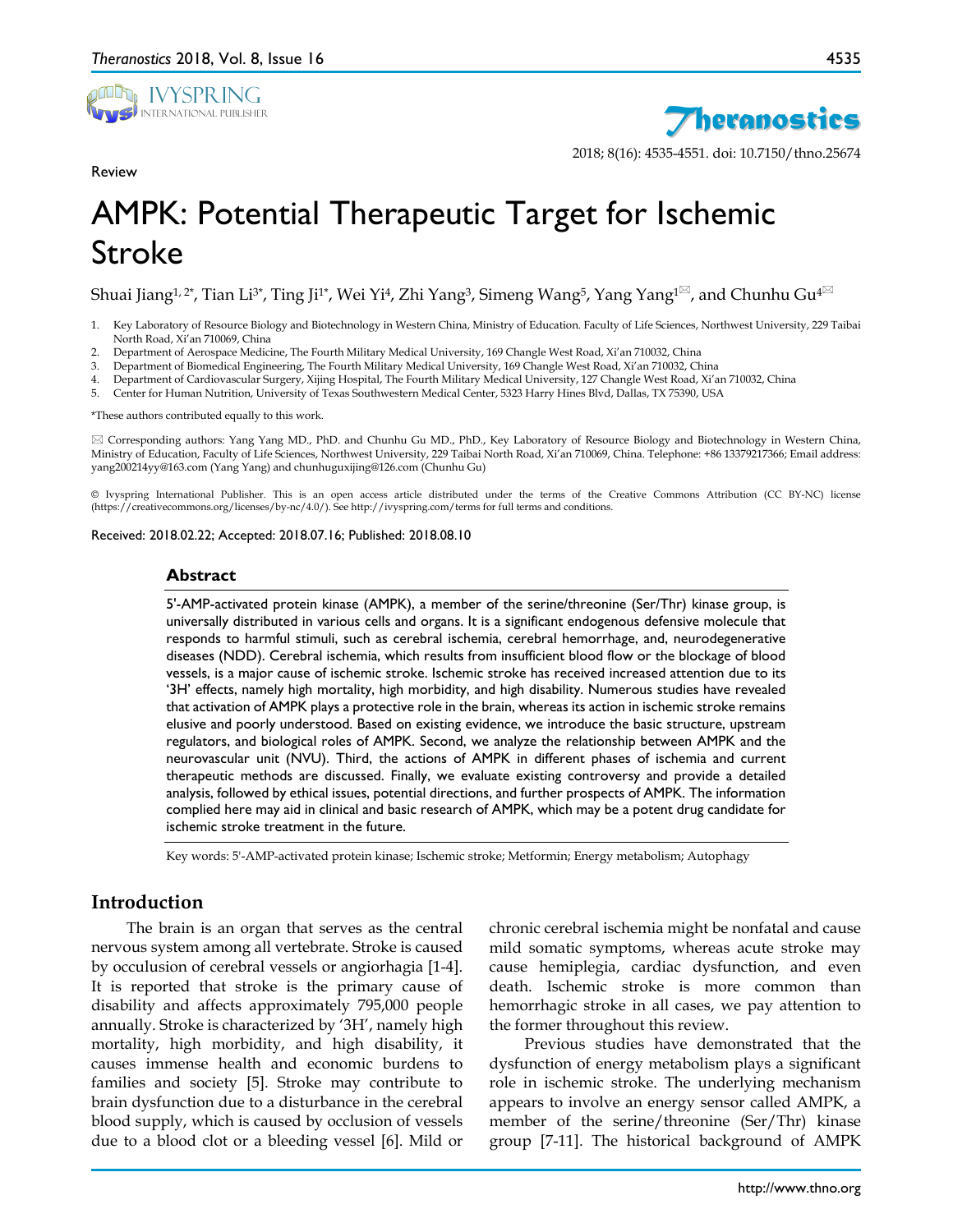Review

# AMPK: Potential Therapeutic Target for Ischemic Stroke

Shuai Jiang[1, 2*], Tian Li[3*], Ting Ji[1*], Wei Yi[4], Zhi Yang[3], Simeng Wang[5], Yang Yang[1✉], and Chunhu Gu[4✉]

1. Key Laboratory of Resource Biology and Biotechnology in Western China, Ministry of Education. Faculty of Life Sciences, Northwest University, 229 Taibai North Road, Xi'an 710069, China
2. Department of Aerospace Medicine, The Fourth Military Medical University, 169 Changle West Road, Xi'an 710032, China
3. Department of Biomedical Engineering, The Fourth Military Medical University, 169 Changle West Road, Xi'an 710032, China
4. Department of Cardiovascular Surgery, Xijing Hospital, The Fourth Military Medical University, 127 Changle West Road, Xi'an 710032, China
5. Center for Human Nutrition, University of Texas Southwestern Medical Center, 5323 Harry Hines Blvd, Dallas, TX 75390, USA

*These authors contributed equally to this work.

✉ Corresponding authors: Yang Yang MD., PhD. and Chunhu Gu MD., PhD., Key Laboratory of Resource Biology and Biotechnology in Western China, Ministry of Education, Faculty of Life Sciences, Northwest University, 229 Taibai North Road, Xi'an 710069, China. Telephone: +86 13379217366; Email address: yang200214yy@163.com (Yang Yang) and chunhuguxijing@126.com (Chunhu Gu)

© Ivyspring International Publisher. This is an open access article distributed under the terms of the Creative Commons Attribution (CC BY-NC) license (https://creativecommons.org/licenses/by-nc/4.0/). See http://ivyspring.com/terms for full terms and conditions.

Received: 2018.02.22; Accepted: 2018.07.16; Published: 2018.08.10

## Abstract

5'-AMP-activated protein kinase (AMPK), a member of the serine/threonine (Ser/Thr) kinase group, is universally distributed in various cells and organs. It is a significant endogenous defensive molecule that responds to harmful stimuli, such as cerebral ischemia, cerebral hemorrhage, and, neurodegenerative diseases (NDD). Cerebral ischemia, which results from insufficient blood flow or the blockage of blood vessels, is a major cause of ischemic stroke. Ischemic stroke has received increased attention due to its '3H' effects, namely high mortality, high morbidity, and high disability. Numerous studies have revealed that activation of AMPK plays a protective role in the brain, whereas its action in ischemic stroke remains elusive and poorly understood. Based on existing evidence, we introduce the basic structure, upstream regulators, and biological roles of AMPK. Second, we analyze the relationship between AMPK and the neurovascular unit (NVU). Third, the actions of AMPK in different phases of ischemia and current therapeutic methods are discussed. Finally, we evaluate existing controversy and provide a detailed analysis, followed by ethical issues, potential directions, and further prospects of AMPK. The information complied here may aid in clinical and basic research of AMPK, which may be a potent drug candidate for ischemic stroke treatment in the future.

Key words: 5'-AMP-activated protein kinase; Ischemic stroke; Metformin; Energy metabolism; Autophagy

## Introduction

The brain is an organ that serves as the central nervous system among all vertebrate. Stroke is caused by occulusion of cerebral vessels or angiorhagia [1-4]. It is reported that stroke is the primary cause of disability and affects approximately 795,000 people annually. Stroke is characterized by '3H', namely high mortality, high morbidity, and high disability, it causes immense health and economic burdens to families and society [5]. Stroke may contribute to brain dysfunction due to a disturbance in the cerebral blood supply, which is caused by occlusion of vessels due to a blood clot or a bleeding vessel [6]. Mild or chronic cerebral ischemia might be nonfatal and cause mild somatic symptoms, whereas acute stroke may cause hemiplegia, cardiac dysfunction, and even death. Ischemic stroke is more common than hemorrhagic stroke in all cases, we pay attention to the former throughout this review.

Previous studies have demonstrated that the dysfunction of energy metabolism plays a significant role in ischemic stroke. The underlying mechanism appears to involve an energy sensor called AMPK, a member of the serine/threonine (Ser/Thr) kinase group [7-11]. The historical background of AMPK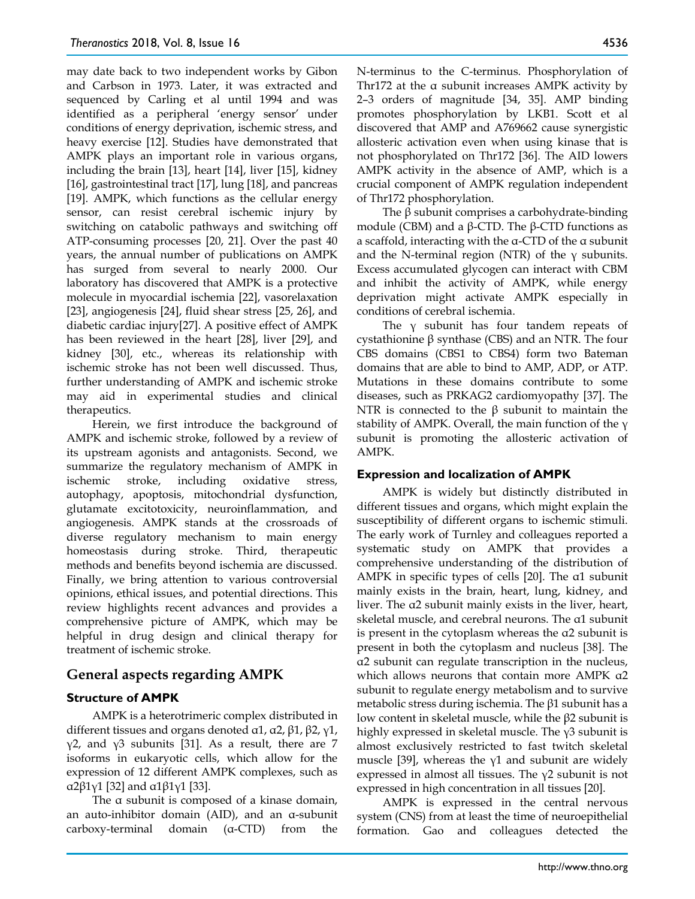may date back to two independent works by Gibon and Carbson in 1973. Later, it was extracted and sequenced by Carling et al until 1994 and was identified as a peripheral 'energy sensor' under conditions of energy deprivation, ischemic stress, and heavy exercise [12]. Studies have demonstrated that AMPK plays an important role in various organs, including the brain [13], heart [14], liver [15], kidney [16], gastrointestinal tract [17], lung [18], and pancreas [19]. AMPK, which functions as the cellular energy sensor, can resist cerebral ischemic injury by switching on catabolic pathways and switching off ATP-consuming processes [20, 21]. Over the past 40 years, the annual number of publications on AMPK has surged from several to nearly 2000. Our laboratory has discovered that AMPK is a protective molecule in myocardial ischemia [22], vasorelaxation [23], angiogenesis [24], fluid shear stress [25, 26], and diabetic cardiac injury[27]. A positive effect of AMPK has been reviewed in the heart [28], liver [29], and kidney [30], etc., whereas its relationship with ischemic stroke has not been well discussed. Thus, further understanding of AMPK and ischemic stroke may aid in experimental studies and clinical therapeutics.

Herein, we first introduce the background of AMPK and ischemic stroke, followed by a review of its upstream agonists and antagonists. Second, we summarize the regulatory mechanism of AMPK in ischemic stroke, including oxidative stress, autophagy, apoptosis, mitochondrial dysfunction, glutamate excitotoxicity, neuroinflammation, and angiogenesis. AMPK stands at the crossroads of diverse regulatory mechanism to main energy homeostasis during stroke. Third, therapeutic methods and benefits beyond ischemia are discussed. Finally, we bring attention to various controversial opinions, ethical issues, and potential directions. This review highlights recent advances and provides a comprehensive picture of AMPK, which may be helpful in drug design and clinical therapy for treatment of ischemic stroke.

## General aspects regarding AMPK

### Structure of AMPK

AMPK is a heterotrimeric complex distributed in different tissues and organs denoted α1, α2, β1, β2, γ1, γ2, and γ3 subunits [31]. As a result, there are 7 isoforms in eukaryotic cells, which allow for the expression of 12 different AMPK complexes, such as α2β1γ1 [32] and α1β1γ1 [33].

The α subunit is composed of a kinase domain, an auto-inhibitor domain (AID), and an α-subunit carboxy-terminal domain (α-CTD) from the N-terminus to the C-terminus. Phosphorylation of Thr172 at the α subunit increases AMPK activity by 2–3 orders of magnitude [34, 35]. AMP binding promotes phosphorylation by LKB1. Scott et al discovered that AMP and A769662 cause synergistic allosteric activation even when using kinase that is not phosphorylated on Thr172 [36]. The AID lowers AMPK activity in the absence of AMP, which is a crucial component of AMPK regulation independent of Thr172 phosphorylation.

The β subunit comprises a carbohydrate-binding module (CBM) and a β-CTD. The β-CTD functions as a scaffold, interacting with the α-CTD of the α subunit and the N-terminal region (NTR) of the γ subunits. Excess accumulated glycogen can interact with CBM and inhibit the activity of AMPK, while energy deprivation might activate AMPK especially in conditions of cerebral ischemia.

The γ subunit has four tandem repeats of cystathionine β synthase (CBS) and an NTR. The four CBS domains (CBS1 to CBS4) form two Bateman domains that are able to bind to AMP, ADP, or ATP. Mutations in these domains contribute to some diseases, such as PRKAG2 cardiomyopathy [37]. The NTR is connected to the β subunit to maintain the stability of AMPK. Overall, the main function of the γ subunit is promoting the allosteric activation of AMPK.

### Expression and localization of AMPK

AMPK is widely but distinctly distributed in different tissues and organs, which might explain the susceptibility of different organs to ischemic stimuli. The early work of Turnley and colleagues reported a systematic study on AMPK that provides a comprehensive understanding of the distribution of AMPK in specific types of cells [20]. The α1 subunit mainly exists in the brain, heart, lung, kidney, and liver. The α2 subunit mainly exists in the liver, heart, skeletal muscle, and cerebral neurons. The α1 subunit is present in the cytoplasm whereas the α2 subunit is present in both the cytoplasm and nucleus [38]. The α2 subunit can regulate transcription in the nucleus, which allows neurons that contain more AMPK α2 subunit to regulate energy metabolism and to survive metabolic stress during ischemia. The β1 subunit has a low content in skeletal muscle, while the β2 subunit is highly expressed in skeletal muscle. The γ3 subunit is almost exclusively restricted to fast twitch skeletal muscle [39], whereas the γ1 and subunit are widely expressed in almost all tissues. The γ2 subunit is not expressed in high concentration in all tissues [20].

AMPK is expressed in the central nervous system (CNS) from at least the time of neuroepithelial formation. Gao and colleagues detected the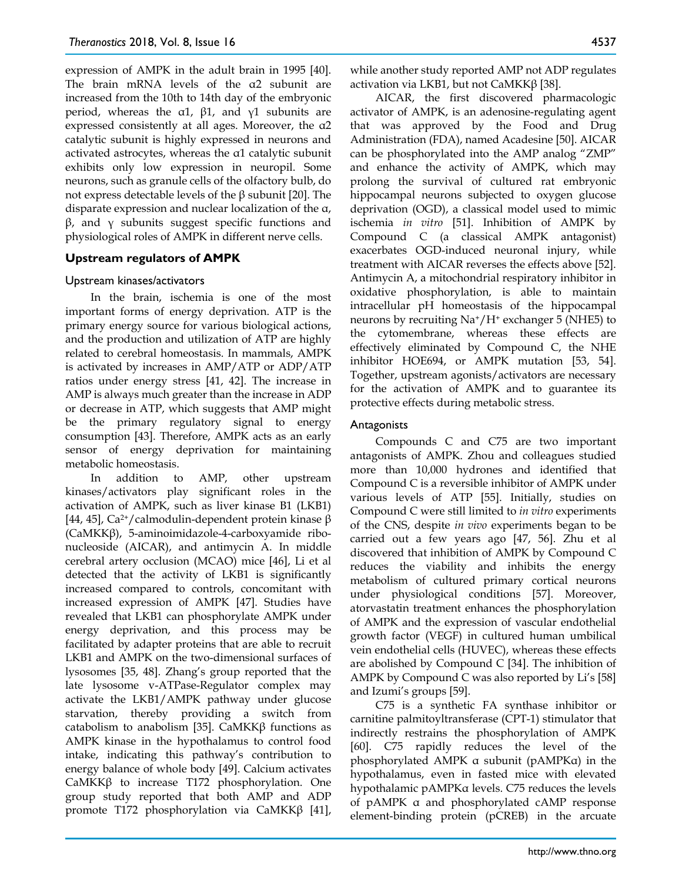expression of AMPK in the adult brain in 1995 [40]. The brain mRNA levels of the α2 subunit are increased from the 10th to 14th day of the embryonic period, whereas the α1, β1, and γ1 subunits are expressed consistently at all ages. Moreover, the α2 catalytic subunit is highly expressed in neurons and activated astrocytes, whereas the α1 catalytic subunit exhibits only low expression in neuropil. Some neurons, such as granule cells of the olfactory bulb, do not express detectable levels of the β subunit [20]. The disparate expression and nuclear localization of the α, β, and γ subunits suggest specific functions and physiological roles of AMPK in different nerve cells.

## Upstream regulators of AMPK

### Upstream kinases/activators

In the brain, ischemia is one of the most important forms of energy deprivation. ATP is the primary energy source for various biological actions, and the production and utilization of ATP are highly related to cerebral homeostasis. In mammals, AMPK is activated by increases in AMP/ATP or ADP/ATP ratios under energy stress [41, 42]. The increase in AMP is always much greater than the increase in ADP or decrease in ATP, which suggests that AMP might be the primary regulatory signal to energy consumption [43]. Therefore, AMPK acts as an early sensor of energy deprivation for maintaining metabolic homeostasis.

In addition to AMP, other upstream kinases/activators play significant roles in the activation of AMPK, such as liver kinase B1 (LKB1) [44, 45], $Ca^{2+}$/calmodulin-dependent protein kinase β (CaMKKβ), 5-aminoimidazole-4-carboxyamide ribonucleoside (AICAR), and antimycin A. In middle cerebral artery occlusion (MCAO) mice [46], Li et al detected that the activity of LKB1 is significantly increased compared to controls, concomitant with increased expression of AMPK [47]. Studies have revealed that LKB1 can phosphorylate AMPK under energy deprivation, and this process may be facilitated by adapter proteins that are able to recruit LKB1 and AMPK on the two-dimensional surfaces of lysosomes [35, 48]. Zhang's group reported that the late lysosome v-ATPase-Regulator complex may activate the LKB1/AMPK pathway under glucose starvation, thereby providing a switch from catabolism to anabolism [35]. CaMKKβ functions as AMPK kinase in the hypothalamus to control food intake, indicating this pathway's contribution to energy balance of whole body [49]. Calcium activates CaMKKβ to increase T172 phosphorylation. One group study reported that both AMP and ADP promote T172 phosphorylation via CaMKKβ [41], while another study reported AMP not ADP regulates activation via LKB1, but not CaMKKβ [38].

AICAR, the first discovered pharmacologic activator of AMPK, is an adenosine-regulating agent that was approved by the Food and Drug Administration (FDA), named Acadesine [50]. AICAR can be phosphorylated into the AMP analog "ZMP" and enhance the activity of AMPK, which may prolong the survival of cultured rat embryonic hippocampal neurons subjected to oxygen glucose deprivation (OGD), a classical model used to mimic ischemia *in vitro* [51]. Inhibition of AMPK by Compound C (a classical AMPK antagonist) exacerbates OGD-induced neuronal injury, while treatment with AICAR reverses the effects above [52]. Antimycin A, a mitochondrial respiratory inhibitor in oxidative phosphorylation, is able to maintain intracellular pH homeostasis of the hippocampal neurons by recruiting $Na^+/H^+$ exchanger 5 (NHE5) to the cytomembrane, whereas these effects are effectively eliminated by Compound C, the NHE inhibitor HOE694, or AMPK mutation [53, 54]. Together, upstream agonists/activators are necessary for the activation of AMPK and to guarantee its protective effects during metabolic stress.

### Antagonists

Compounds C and C75 are two important antagonists of AMPK. Zhou and colleagues studied more than 10,000 hydrones and identified that Compound C is a reversible inhibitor of AMPK under various levels of ATP [55]. Initially, studies on Compound C were still limited to *in vitro* experiments of the CNS, despite *in vivo* experiments began to be carried out a few years ago [47, 56]. Zhu et al discovered that inhibition of AMPK by Compound C reduces the viability and inhibits the energy metabolism of cultured primary cortical neurons under physiological conditions [57]. Moreover, atorvastatin treatment enhances the phosphorylation of AMPK and the expression of vascular endothelial growth factor (VEGF) in cultured human umbilical vein endothelial cells (HUVEC), whereas these effects are abolished by Compound C [34]. The inhibition of AMPK by Compound C was also reported by Li's [58] and Izumi's groups [59].

C75 is a synthetic FA synthase inhibitor or carnitine palmitoyltransferase (CPT-1) stimulator that indirectly restrains the phosphorylation of AMPK [60]. C75 rapidly reduces the level of the phosphorylated AMPK α subunit (pAMPKα) in the hypothalamus, even in fasted mice with elevated hypothalamic pAMPKα levels. C75 reduces the levels of pAMPK α and phosphorylated cAMP response element-binding protein (pCREB) in the arcuate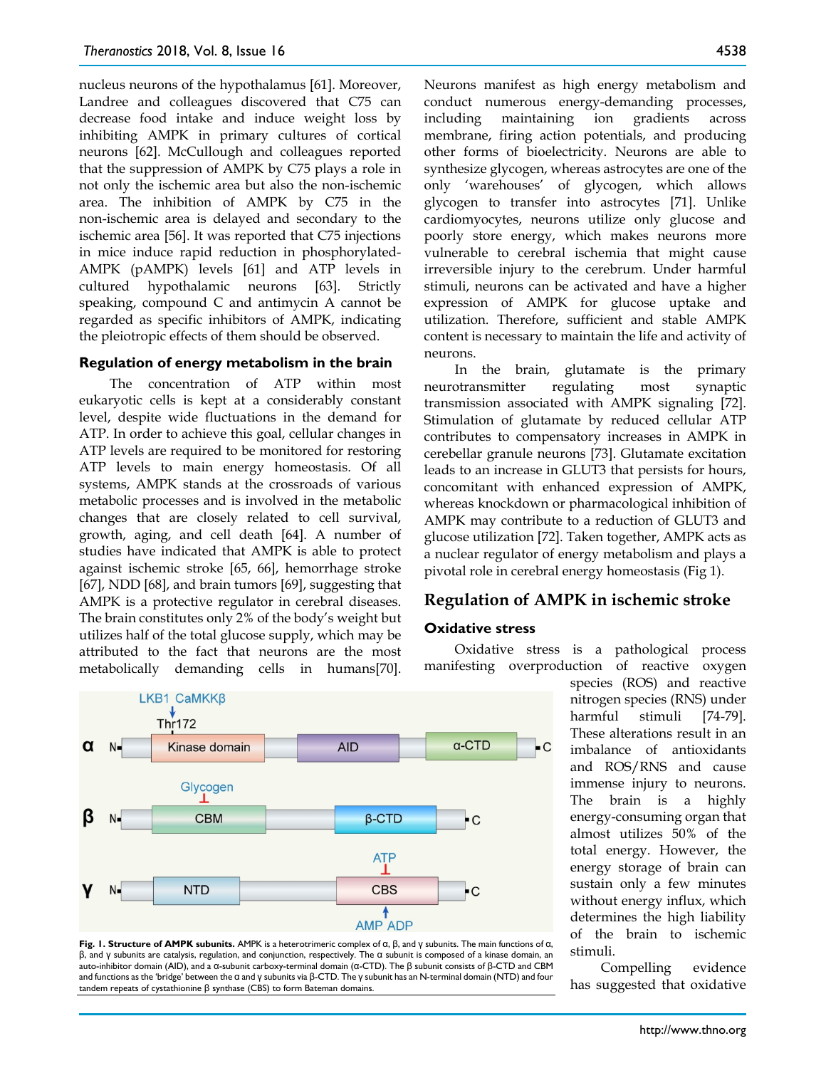nucleus neurons of the hypothalamus [61]. Moreover, Landree and colleagues discovered that C75 can decrease food intake and induce weight loss by inhibiting AMPK in primary cultures of cortical neurons [62]. McCullough and colleagues reported that the suppression of AMPK by C75 plays a role in not only the ischemic area but also the non-ischemic area. The inhibition of AMPK by C75 in the non-ischemic area is delayed and secondary to the ischemic area [56]. It was reported that C75 injections in mice induce rapid reduction in phosphorylated-AMPK (pAMPK) levels [61] and ATP levels in cultured hypothalamic neurons [63]. Strictly speaking, compound C and antimycin A cannot be regarded as specific inhibitors of AMPK, indicating the pleiotropic effects of them should be observed.

### Regulation of energy metabolism in the brain

The concentration of ATP within most eukaryotic cells is kept at a considerably constant level, despite wide fluctuations in the demand for ATP. In order to achieve this goal, cellular changes in ATP levels are required to be monitored for restoring ATP levels to main energy homeostasis. Of all systems, AMPK stands at the crossroads of various metabolic processes and is involved in the metabolic changes that are closely related to cell survival, growth, aging, and cell death [64]. A number of studies have indicated that AMPK is able to protect against ischemic stroke [65, 66], hemorrhage stroke [67], NDD [68], and brain tumors [69], suggesting that AMPK is a protective regulator in cerebral diseases. The brain constitutes only 2% of the body's weight but utilizes half of the total glucose supply, which may be attributed to the fact that neurons are the most metabolically demanding cells in humans[70]. Neurons manifest as high energy metabolism and conduct numerous energy-demanding processes, including maintaining ion gradients across membrane, firing action potentials, and producing other forms of bioelectricity. Neurons are able to synthesize glycogen, whereas astrocytes are one of the only 'warehouses' of glycogen, which allows glycogen to transfer into astrocytes [71]. Unlike cardiomyocytes, neurons utilize only glucose and poorly store energy, which makes neurons more vulnerable to cerebral ischemia that might cause irreversible injury to the cerebrum. Under harmful stimuli, neurons can be activated and have a higher expression of AMPK for glucose uptake and utilization. Therefore, sufficient and stable AMPK content is necessary to maintain the life and activity of neurons.

In the brain, glutamate is the primary neurotransmitter regulating most synaptic transmission associated with AMPK signaling [72]. Stimulation of glutamate by reduced cellular ATP contributes to compensatory increases in AMPK in cerebellar granule neurons [73]. Glutamate excitation leads to an increase in GLUT3 that persists for hours, concomitant with enhanced expression of AMPK, whereas knockdown or pharmacological inhibition of AMPK may contribute to a reduction of GLUT3 and glucose utilization [72]. Taken together, AMPK acts as a nuclear regulator of energy metabolism and plays a pivotal role in cerebral energy homeostasis (Fig 1).

## Regulation of AMPK in ischemic stroke

### Oxidative stress

Oxidative stress is a pathological process manifesting overproduction of reactive oxygen species (ROS) and reactive nitrogen species (RNS) under harmful stimuli [74-79]. These alterations result in an imbalance of antioxidants and ROS/RNS and cause immense injury to neurons. The brain is a highly energy-consuming organ that almost utilizes 50% of the total energy. However, the energy storage of brain can sustain only a few minutes without energy influx, which determines the high liability of the brain to ischemic stimuli.

**Fig. 1. Structure of AMPK subunits.** AMPK is a heterotrimeric complex of α, β, and γ subunits. The main functions of α, β, and γ subunits are catalysis, regulation, and conjunction, respectively. The α subunit is composed of a kinase domain, an auto-inhibitor domain (AID), and a α-subunit carboxy-terminal domain (α-CTD). The β subunit consists of β-CTD and CBM and functions as the 'bridge' between the α and γ subunits via β-CTD. The γ subunit has an N-terminal domain (NTD) and four tandem repeats of cystathionine β synthase (CBS) to form Bateman domains.

Compelling evidence has suggested that oxidative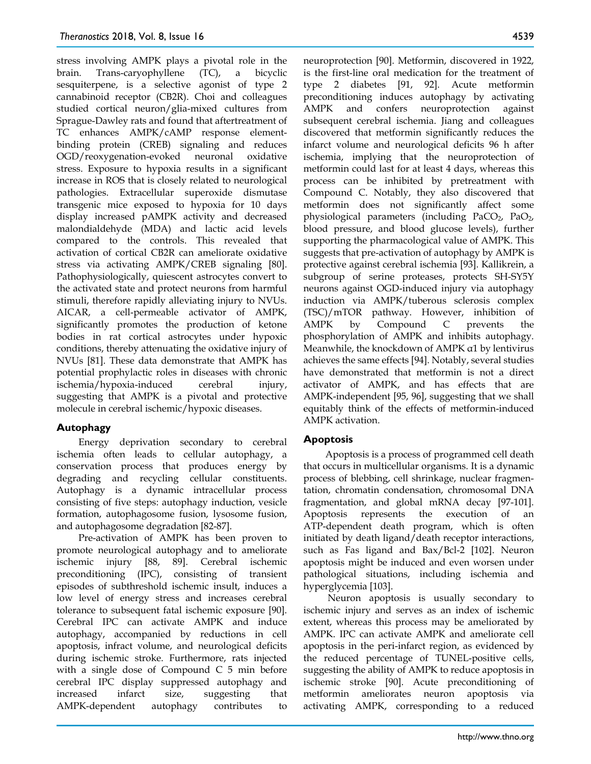stress involving AMPK plays a pivotal role in the brain. Trans-caryophyllene (TC), a bicyclic sesquiterpene, is a selective agonist of type 2 cannabinoid receptor (CB2R). Choi and colleagues studied cortical neuron/glia-mixed cultures from Sprague-Dawley rats and found that aftertreatment of TC enhances AMPK/cAMP response element-binding protein (CREB) signaling and reduces OGD/reoxygenation-evoked neuronal oxidative stress. Exposure to hypoxia results in a significant increase in ROS that is closely related to neurological pathologies. Extracellular superoxide dismutase transgenic mice exposed to hypoxia for 10 days display increased pAMPK activity and decreased malondialdehyde (MDA) and lactic acid levels compared to the controls. This revealed that activation of cortical CB2R can ameliorate oxidative stress via activating AMPK/CREB signaling [80]. Pathophysiologically, quiescent astrocytes convert to the activated state and protect neurons from harmful stimuli, therefore rapidly alleviating injury to NVUs. AICAR, a cell-permeable activator of AMPK, significantly promotes the production of ketone bodies in rat cortical astrocytes under hypoxic conditions, thereby attenuating the oxidative injury of NVUs [81]. These data demonstrate that AMPK has potential prophylactic roles in diseases with chronic ischemia/hypoxia-induced cerebral injury, suggesting that AMPK is a pivotal and protective molecule in cerebral ischemic/hypoxic diseases.

## Autophagy

Energy deprivation secondary to cerebral ischemia often leads to cellular autophagy, a conservation process that produces energy by degrading and recycling cellular constituents. Autophagy is a dynamic intracellular process consisting of five steps: autophagy induction, vesicle formation, autophagosome fusion, lysosome fusion, and autophagosome degradation [82-87].

Pre-activation of AMPK has been proven to promote neurological autophagy and to ameliorate ischemic injury [88, 89]. Cerebral ischemic preconditioning (IPC), consisting of transient episodes of subthreshold ischemic insult, induces a low level of energy stress and increases cerebral tolerance to subsequent fatal ischemic exposure [90]. Cerebral IPC can activate AMPK and induce autophagy, accompanied by reductions in cell apoptosis, infract volume, and neurological deficits during ischemic stroke. Furthermore, rats injected with a single dose of Compound C 5 min before cerebral IPC display suppressed autophagy and increased infarct size, suggesting that AMPK-dependent autophagy contributes to neuroprotection [90]. Metformin, discovered in 1922, is the first-line oral medication for the treatment of type 2 diabetes [91, 92]. Acute metformin preconditioning induces autophagy by activating AMPK and confers neuroprotection against subsequent cerebral ischemia. Jiang and colleagues discovered that metformin significantly reduces the infarct volume and neurological deficits 96 h after ischemia, implying that the neuroprotection of metformin could last for at least 4 days, whereas this process can be inhibited by pretreatment with Compound C. Notably, they also discovered that metformin does not significantly affect some physiological parameters (including $PaCO_2$, $PaO_2$, blood pressure, and blood glucose levels), further supporting the pharmacological value of AMPK. This suggests that pre-activation of autophagy by AMPK is protective against cerebral ischemia [93]. Kallikrein, a subgroup of serine proteases, protects SH-SY5Y neurons against OGD-induced injury via autophagy induction via AMPK/tuberous sclerosis complex (TSC)/mTOR pathway. However, inhibition of AMPK by Compound C prevents the phosphorylation of AMPK and inhibits autophagy. Meanwhile, the knockdown of AMPK α1 by lentivirus achieves the same effects [94]. Notably, several studies have demonstrated that metformin is not a direct activator of AMPK, and has effects that are AMPK-independent [95, 96], suggesting that we shall equitably think of the effects of metformin-induced AMPK activation.

## Apoptosis

Apoptosis is a process of programmed cell death that occurs in multicellular organisms. It is a dynamic process of blebbing, cell shrinkage, nuclear fragmentation, chromatin condensation, chromosomal DNA fragmentation, and global mRNA decay [97-101]. Apoptosis represents the execution of an ATP-dependent death program, which is often initiated by death ligand/death receptor interactions, such as Fas ligand and Bax/Bcl-2 [102]. Neuron apoptosis might be induced and even worsen under pathological situations, including ischemia and hyperglycemia [103].

Neuron apoptosis is usually secondary to ischemic injury and serves as an index of ischemic extent, whereas this process may be ameliorated by AMPK. IPC can activate AMPK and ameliorate cell apoptosis in the peri-infarct region, as evidenced by the reduced percentage of TUNEL-positive cells, suggesting the ability of AMPK to reduce apoptosis in ischemic stroke [90]. Acute preconditioning of metformin ameliorates neuron apoptosis via activating AMPK, corresponding to a reduced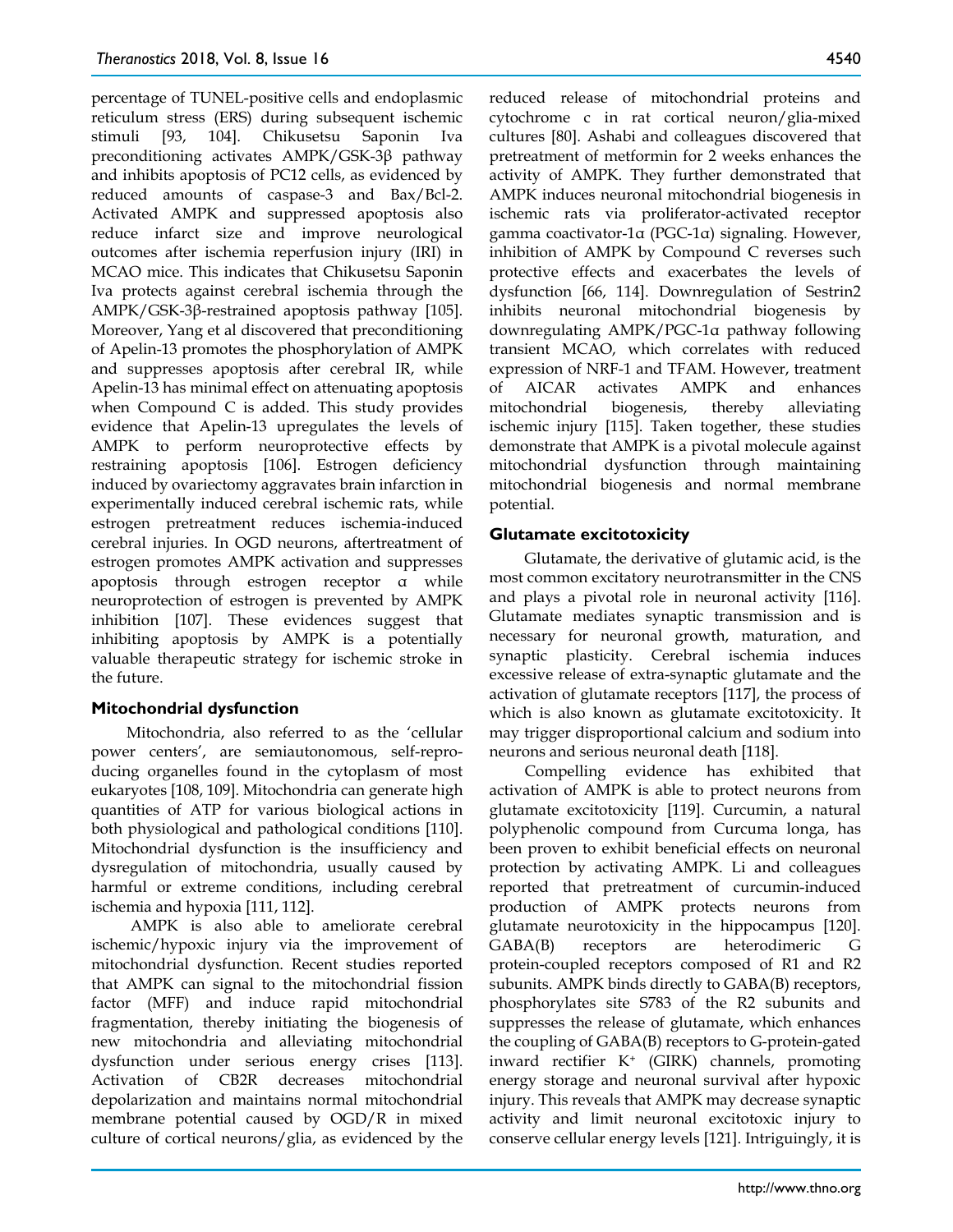percentage of TUNEL-positive cells and endoplasmic reticulum stress (ERS) during subsequent ischemic stimuli [93, 104]. Chikusetsu Saponin Iva preconditioning activates AMPK/GSK-3β pathway and inhibits apoptosis of PC12 cells, as evidenced by reduced amounts of caspase-3 and Bax/Bcl-2. Activated AMPK and suppressed apoptosis also reduce infarct size and improve neurological outcomes after ischemia reperfusion injury (IRI) in MCAO mice. This indicates that Chikusetsu Saponin Iva protects against cerebral ischemia through the AMPK/GSK-3β-restrained apoptosis pathway [105]. Moreover, Yang et al discovered that preconditioning of Apelin-13 promotes the phosphorylation of AMPK and suppresses apoptosis after cerebral IR, while Apelin-13 has minimal effect on attenuating apoptosis when Compound C is added. This study provides evidence that Apelin-13 upregulates the levels of AMPK to perform neuroprotective effects by restraining apoptosis [106]. Estrogen deficiency induced by ovariectomy aggravates brain infarction in experimentally induced cerebral ischemic rats, while estrogen pretreatment reduces ischemia-induced cerebral injuries. In OGD neurons, aftertreatment of estrogen promotes AMPK activation and suppresses apoptosis through estrogen receptor α while neuroprotection of estrogen is prevented by AMPK inhibition [107]. These evidences suggest that inhibiting apoptosis by AMPK is a potentially valuable therapeutic strategy for ischemic stroke in the future.

### Mitochondrial dysfunction

Mitochondria, also referred to as the 'cellular power centers', are semiautonomous, self-reproducing organelles found in the cytoplasm of most eukaryotes [108, 109]. Mitochondria can generate high quantities of ATP for various biological actions in both physiological and pathological conditions [110]. Mitochondrial dysfunction is the insufficiency and dysregulation of mitochondria, usually caused by harmful or extreme conditions, including cerebral ischemia and hypoxia [111, 112].

AMPK is also able to ameliorate cerebral ischemic/hypoxic injury via the improvement of mitochondrial dysfunction. Recent studies reported that AMPK can signal to the mitochondrial fission factor (MFF) and induce rapid mitochondrial fragmentation, thereby initiating the biogenesis of new mitochondria and alleviating mitochondrial dysfunction under serious energy crises [113]. Activation of CB2R decreases mitochondrial depolarization and maintains normal mitochondrial membrane potential caused by OGD/R in mixed culture of cortical neurons/glia, as evidenced by the reduced release of mitochondrial proteins and cytochrome c in rat cortical neuron/glia-mixed cultures [80]. Ashabi and colleagues discovered that pretreatment of metformin for 2 weeks enhances the activity of AMPK. They further demonstrated that AMPK induces neuronal mitochondrial biogenesis in ischemic rats via proliferator-activated receptor gamma coactivator-1α (PGC-1α) signaling. However, inhibition of AMPK by Compound C reverses such protective effects and exacerbates the levels of dysfunction [66, 114]. Downregulation of Sestrin2 inhibits neuronal mitochondrial biogenesis by downregulating AMPK/PGC-1α pathway following transient MCAO, which correlates with reduced expression of NRF-1 and TFAM. However, treatment of AICAR activates AMPK and enhances mitochondrial biogenesis, thereby alleviating ischemic injury [115]. Taken together, these studies demonstrate that AMPK is a pivotal molecule against mitochondrial dysfunction through maintaining mitochondrial biogenesis and normal membrane potential.

### Glutamate excitotoxicity

Glutamate, the derivative of glutamic acid, is the most common excitatory neurotransmitter in the CNS and plays a pivotal role in neuronal activity [116]. Glutamate mediates synaptic transmission and is necessary for neuronal growth, maturation, and synaptic plasticity. Cerebral ischemia induces excessive release of extra-synaptic glutamate and the activation of glutamate receptors [117], the process of which is also known as glutamate excitotoxicity. It may trigger disproportional calcium and sodium into neurons and serious neuronal death [118].

Compelling evidence has exhibited that activation of AMPK is able to protect neurons from glutamate excitotoxicity [119]. Curcumin, a natural polyphenolic compound from Curcuma longa, has been proven to exhibit beneficial effects on neuronal protection by activating AMPK. Li and colleagues reported that pretreatment of curcumin-induced production of AMPK protects neurons from glutamate neurotoxicity in the hippocampus [120]. GABA(B) receptors are heterodimeric G protein-coupled receptors composed of R1 and R2 subunits. AMPK binds directly to GABA(B) receptors, phosphorylates site S783 of the R2 subunits and suppresses the release of glutamate, which enhances the coupling of GABA(B) receptors to G-protein-gated inward rectifier $K^+$ (GIRK) channels, promoting energy storage and neuronal survival after hypoxic injury. This reveals that AMPK may decrease synaptic activity and limit neuronal excitotoxic injury to conserve cellular energy levels [121]. Intriguingly, it is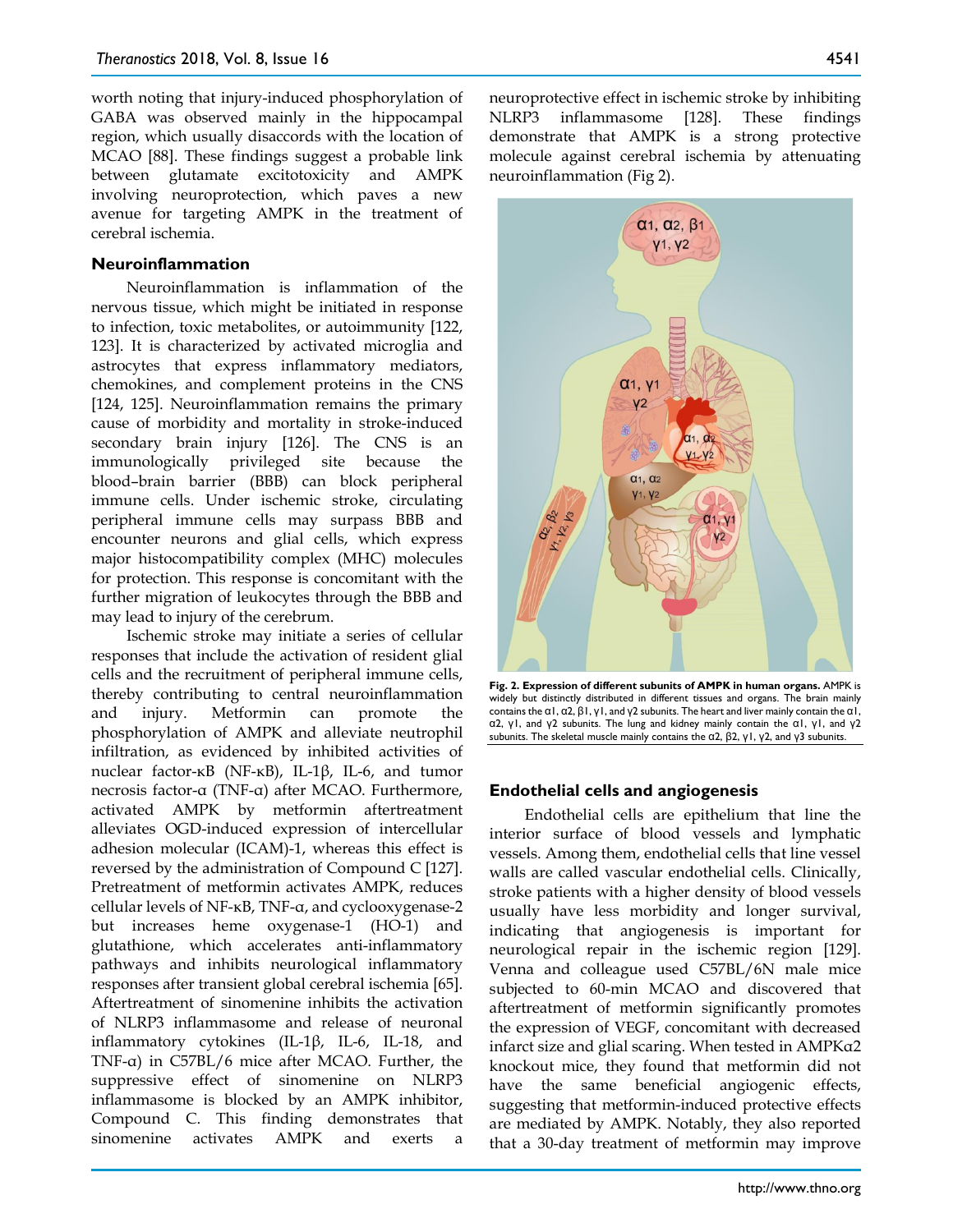worth noting that injury-induced phosphorylation of GABA was observed mainly in the hippocampal region, which usually disaccords with the location of MCAO [88]. These findings suggest a probable link between glutamate excitotoxicity and AMPK involving neuroprotection, which paves a new avenue for targeting AMPK in the treatment of cerebral ischemia.

### Neuroinflammation

Neuroinflammation is inflammation of the nervous tissue, which might be initiated in response to infection, toxic metabolites, or autoimmunity [122, 123]. It is characterized by activated microglia and astrocytes that express inflammatory mediators, chemokines, and complement proteins in the CNS [124, 125]. Neuroinflammation remains the primary cause of morbidity and mortality in stroke-induced secondary brain injury [126]. The CNS is an immunologically privileged site because the blood–brain barrier (BBB) can block peripheral immune cells. Under ischemic stroke, circulating peripheral immune cells may surpass BBB and encounter neurons and glial cells, which express major histocompatibility complex (MHC) molecules for protection. This response is concomitant with the further migration of leukocytes through the BBB and may lead to injury of the cerebrum.

Ischemic stroke may initiate a series of cellular responses that include the activation of resident glial cells and the recruitment of peripheral immune cells, thereby contributing to central neuroinflammation and injury. Metformin can promote the phosphorylation of AMPK and alleviate neutrophil infiltration, as evidenced by inhibited activities of nuclear factor-κB (NF-κB), IL-1β, IL-6, and tumor necrosis factor-α (TNF-α) after MCAO. Furthermore, activated AMPK by metformin aftertreatment alleviates OGD-induced expression of intercellular adhesion molecular (ICAM)-1, whereas this effect is reversed by the administration of Compound C [127]. Pretreatment of metformin activates AMPK, reduces cellular levels of NF-κB, TNF-α, and cyclooxygenase-2 but increases heme oxygenase-1 (HO-1) and glutathione, which accelerates anti-inflammatory pathways and inhibits neurological inflammatory responses after transient global cerebral ischemia [65]. Aftertreatment of sinomenine inhibits the activation of NLRP3 inflammasome and release of neuronal inflammatory cytokines (IL-1β, IL-6, IL-18, and TNF-α) in C57BL/6 mice after MCAO. Further, the suppressive effect of sinomenine on NLRP3 inflammasome is blocked by an AMPK inhibitor, Compound C. This finding demonstrates that sinomenine activates AMPK and exerts a neuroprotective effect in ischemic stroke by inhibiting NLRP3 inflammasome [128]. These findings demonstrate that AMPK is a strong protective molecule against cerebral ischemia by attenuating neuroinflammation (Fig 2).

**Fig. 2. Expression of different subunits of AMPK in human organs.** AMPK is widely but distinctly distributed in different tissues and organs. The brain mainly contains the α1, α2, β1, γ1, and γ2 subunits. The heart and liver mainly contain the α1, α2, γ1, and γ2 subunits. The lung and kidney mainly contain the α1, γ1, and γ2 subunits. The skeletal muscle mainly contains the α2, β2, γ1, γ2, and γ3 subunits.

### Endothelial cells and angiogenesis

Endothelial cells are epithelium that line the interior surface of blood vessels and lymphatic vessels. Among them, endothelial cells that line vessel walls are called vascular endothelial cells. Clinically, stroke patients with a higher density of blood vessels usually have less morbidity and longer survival, indicating that angiogenesis is important for neurological repair in the ischemic region [129]. Venna and colleague used C57BL/6N male mice subjected to 60-min MCAO and discovered that aftertreatment of metformin significantly promotes the expression of VEGF, concomitant with decreased infarct size and glial scaring. When tested in AMPKα2 knockout mice, they found that metformin did not have the same beneficial angiogenic effects, suggesting that metformin-induced protective effects are mediated by AMPK. Notably, they also reported that a 30-day treatment of metformin may improve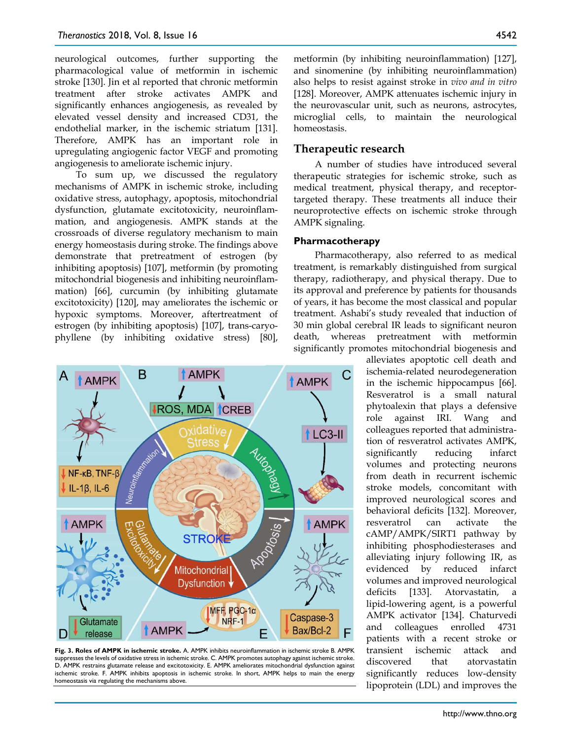neurological outcomes, further supporting the pharmacological value of metformin in ischemic stroke [130]. Jin et al reported that chronic metformin treatment after stroke activates AMPK and significantly enhances angiogenesis, as revealed by elevated vessel density and increased CD31, the endothelial marker, in the ischemic striatum [131]. Therefore, AMPK has an important role in upregulating angiogenic factor VEGF and promoting angiogenesis to ameliorate ischemic injury.

To sum up, we discussed the regulatory mechanisms of AMPK in ischemic stroke, including oxidative stress, autophagy, apoptosis, mitochondrial dysfunction, glutamate excitotoxicity, neuroinflammation, and angiogenesis. AMPK stands at the crossroads of diverse regulatory mechanism to main energy homeostasis during stroke. The findings above demonstrate that pretreatment of estrogen (by inhibiting apoptosis) [107], metformin (by promoting mitochondrial biogenesis and inhibiting neuroinflammation) [66], curcumin (by inhibiting glutamate excitotoxicity) [120], may ameliorates the ischemic or hypoxic symptoms. Moreover, aftertreatment of estrogen (by inhibiting apoptosis) [107], trans-caryophyllene (by inhibiting oxidative stress) [80], metformin (by inhibiting neuroinflammation) [127], and sinomenine (by inhibiting neuroinflammation) also helps to resist against stroke in *vivo and in vitro* [128]. Moreover, AMPK attenuates ischemic injury in the neurovascular unit, such as neurons, astrocytes, microglial cells, to maintain the neurological homeostasis.

**Fig. 3. Roles of AMPK in ischemic stroke.** A. AMPK inhibits neuroinflammation in ischemic stroke B. AMPK suppresses the levels of oxidative stress in ischemic stroke. C. AMPK promotes autophagy against ischemic stroke. D. AMPK restrains glutamate release and excitotoxicity. E. AMPK ameliorates mitochondrial dysfunction against ischemic stroke. F. AMPK inhibits apoptosis in ischemic stroke. In short, AMPK helps to main the energy homeostasis via regulating the mechanisms above.

## Therapeutic research

A number of studies have introduced several therapeutic strategies for ischemic stroke, such as medical treatment, physical therapy, and receptor-targeted therapy. These treatments all induce their neuroprotective effects on ischemic stroke through AMPK signaling.

### Pharmacotherapy

Pharmacotherapy, also referred to as medical treatment, is remarkably distinguished from surgical therapy, radiotherapy, and physical therapy. Due to its approval and preference by patients for thousands of years, it has become the most classical and popular treatment. Ashabi's study revealed that induction of 30 min global cerebral IR leads to significant neuron death, whereas pretreatment with metformin significantly promotes mitochondrial biogenesis and alleviates apoptotic cell death and ischemia-related neurodegeneration in the ischemic hippocampus [66]. Resveratrol is a small natural phytoalexin that plays a defensive role against IRI. Wang and colleagues reported that administration of resveratrol activates AMPK, significantly reducing infarct volumes and protecting neurons from death in recurrent ischemic stroke models, concomitant with improved neurological scores and behavioral deficits [132]. Moreover, resveratrol can activate the cAMP/AMPK/SIRT1 pathway by inhibiting phosphodiesterases and alleviating injury following IR, as evidenced by reduced infarct volumes and improved neurological deficits [133]. Atorvastatin, a lipid-lowering agent, is a powerful AMPK activator [134]. Chaturvedi and colleagues enrolled 4731 patients with a recent stroke or transient ischemic attack and discovered that atorvastatin significantly reduces low-density lipoprotein (LDL) and improves the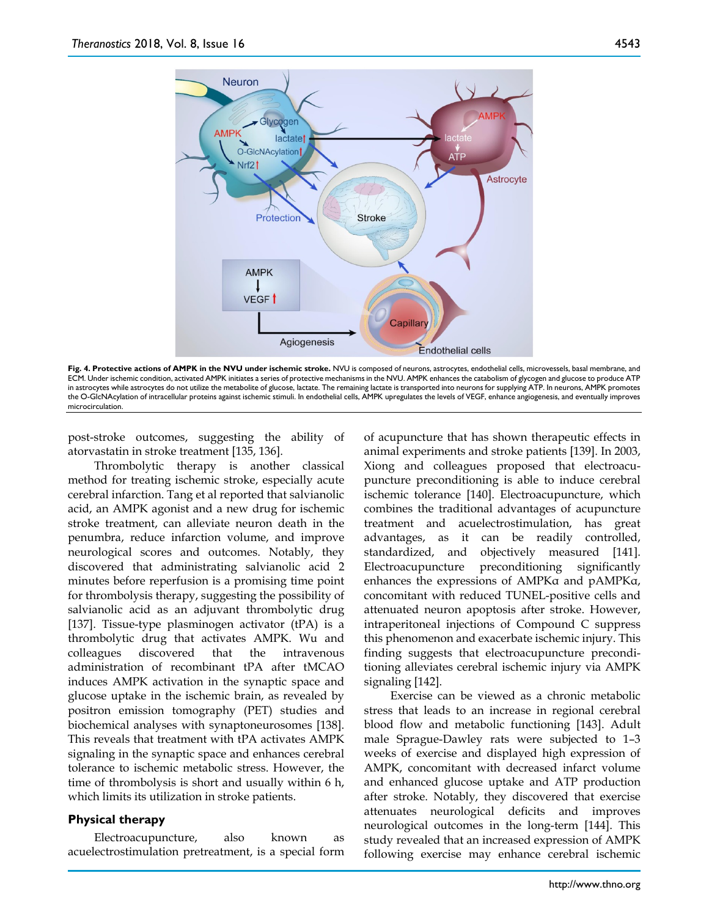**Fig. 4. Protective actions of AMPK in the NVU under ischemic stroke.** NVU is composed of neurons, astrocytes, endothelial cells, microvessels, basal membrane, and ECM. Under ischemic condition, activated AMPK initiates a series of protective mechanisms in the NVU. AMPK enhances the catabolism of glycogen and glucose to produce ATP in astrocytes while astrocytes do not utilize the metabolite of glucose, lactate. The remaining lactate is transported into neurons for supplying ATP. In neurons, AMPK promotes the O-GlcNAcylation of intracellular proteins against ischemic stimuli. In endothelial cells, AMPK upregulates the levels of VEGF, enhance angiogenesis, and eventually improves microcirculation.

post-stroke outcomes, suggesting the ability of atorvastatin in stroke treatment [135, 136].

Thrombolytic therapy is another classical method for treating ischemic stroke, especially acute cerebral infarction. Tang et al reported that salvianolic acid, an AMPK agonist and a new drug for ischemic stroke treatment, can alleviate neuron death in the penumbra, reduce infarction volume, and improve neurological scores and outcomes. Notably, they discovered that administrating salvianolic acid 2 minutes before reperfusion is a promising time point for thrombolysis therapy, suggesting the possibility of salvianolic acid as an adjuvant thrombolytic drug [137]. Tissue-type plasminogen activator (tPA) is a thrombolytic drug that activates AMPK. Wu and colleagues discovered that the intravenous administration of recombinant tPA after tMCAO induces AMPK activation in the synaptic space and glucose uptake in the ischemic brain, as revealed by positron emission tomography (PET) studies and biochemical analyses with synaptoneurosomes [138]. This reveals that treatment with tPA activates AMPK signaling in the synaptic space and enhances cerebral tolerance to ischemic metabolic stress. However, the time of thrombolysis is short and usually within 6 h, which limits its utilization in stroke patients.

### Physical therapy

Electroacupuncture, also known as acuelectrostimulation pretreatment, is a special form of acupuncture that has shown therapeutic effects in animal experiments and stroke patients [139]. In 2003, Xiong and colleagues proposed that electroacupuncture preconditioning is able to induce cerebral ischemic tolerance [140]. Electroacupuncture, which combines the traditional advantages of acupuncture treatment and acuelectrostimulation, has great advantages, as it can be readily controlled, standardized, and objectively measured [141]. Electroacupuncture preconditioning significantly enhances the expressions of AMPKα and pAMPKα, concomitant with reduced TUNEL-positive cells and attenuated neuron apoptosis after stroke. However, intraperitoneal injections of Compound C suppress this phenomenon and exacerbate ischemic injury. This finding suggests that electroacupuncture preconditioning alleviates cerebral ischemic injury via AMPK signaling [142].

Exercise can be viewed as a chronic metabolic stress that leads to an increase in regional cerebral blood flow and metabolic functioning [143]. Adult male Sprague-Dawley rats were subjected to 1–3 weeks of exercise and displayed high expression of AMPK, concomitant with decreased infarct volume and enhanced glucose uptake and ATP production after stroke. Notably, they discovered that exercise attenuates neurological deficits and improves neurological outcomes in the long-term [144]. This study revealed that an increased expression of AMPK following exercise may enhance cerebral ischemic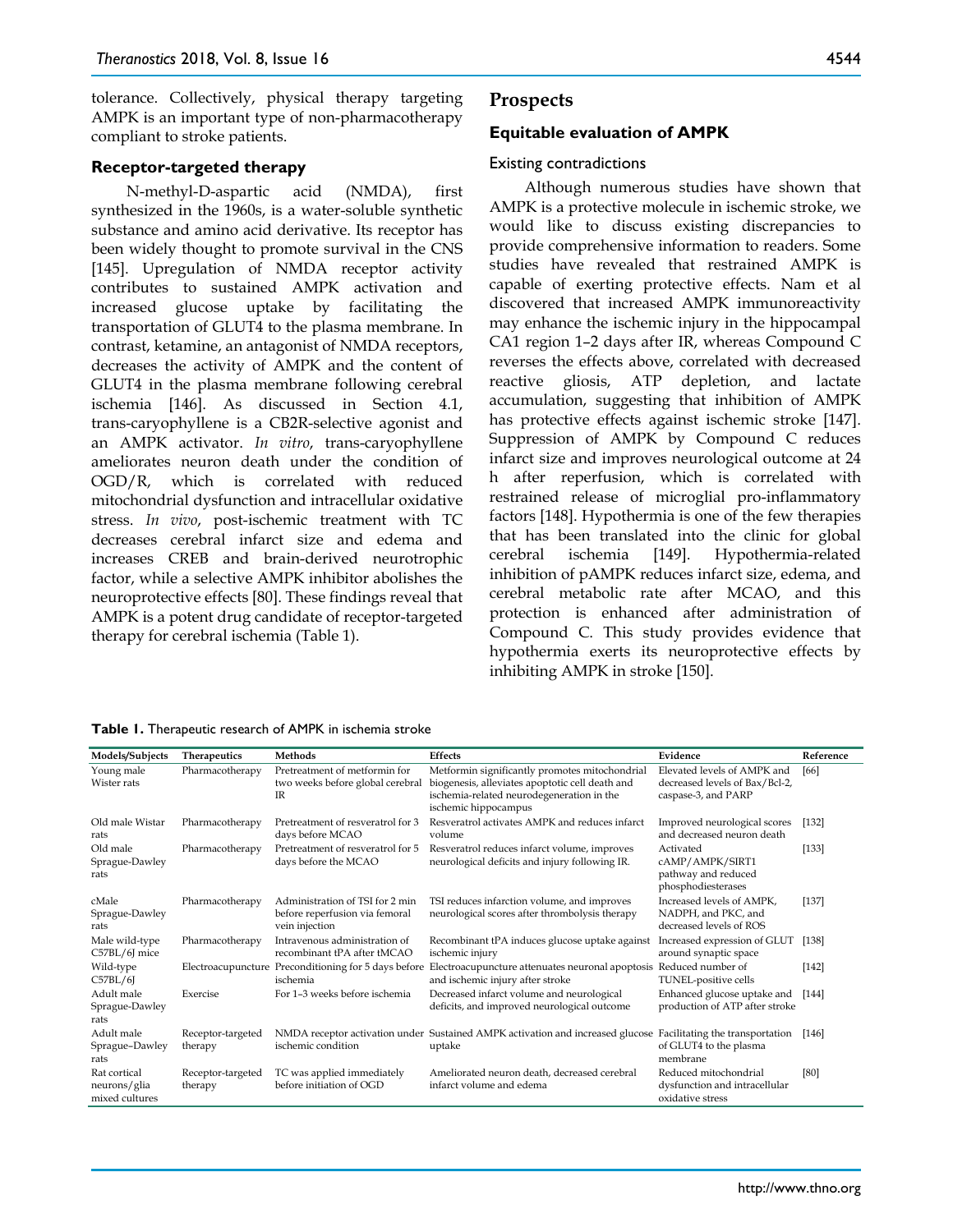tolerance. Collectively, physical therapy targeting AMPK is an important type of non-pharmacotherapy compliant to stroke patients.

### Receptor-targeted therapy

N-methyl-D-aspartic acid (NMDA), first synthesized in the 1960s, is a water-soluble synthetic substance and amino acid derivative. Its receptor has been widely thought to promote survival in the CNS [145]. Upregulation of NMDA receptor activity contributes to sustained AMPK activation and increased glucose uptake by facilitating the transportation of GLUT4 to the plasma membrane. In contrast, ketamine, an antagonist of NMDA receptors, decreases the activity of AMPK and the content of GLUT4 in the plasma membrane following cerebral ischemia [146]. As discussed in Section 4.1, trans-caryophyllene is a CB2R-selective agonist and an AMPK activator. *In vitro*, trans-caryophyllene ameliorates neuron death under the condition of OGD/R, which is correlated with reduced mitochondrial dysfunction and intracellular oxidative stress. *In vivo*, post-ischemic treatment with TC decreases cerebral infarct size and edema and increases CREB and brain-derived neurotrophic factor, while a selective AMPK inhibitor abolishes the neuroprotective effects [80]. These findings reveal that AMPK is a potent drug candidate of receptor-targeted therapy for cerebral ischemia (Table 1).

## Prospects

### Equitable evaluation of AMPK

#### Existing contradictions

Although numerous studies have shown that AMPK is a protective molecule in ischemic stroke, we would like to discuss existing discrepancies to provide comprehensive information to readers. Some studies have revealed that restrained AMPK is capable of exerting protective effects. Nam et al discovered that increased AMPK immunoreactivity may enhance the ischemic injury in the hippocampal CA1 region 1–2 days after IR, whereas Compound C reverses the effects above, correlated with decreased reactive gliosis, ATP depletion, and lactate accumulation, suggesting that inhibition of AMPK has protective effects against ischemic stroke [147]. Suppression of AMPK by Compound C reduces infarct size and improves neurological outcome at 24 h after reperfusion, which is correlated with restrained release of microglial pro-inflammatory factors [148]. Hypothermia is one of the few therapies that has been translated into the clinic for global cerebral ischemia [149]. Hypothermia-related inhibition of pAMPK reduces infarct size, edema, and cerebral metabolic rate after MCAO, and this protection is enhanced after administration of Compound C. This study provides evidence that hypothermia exerts its neuroprotective effects by inhibiting AMPK in stroke [150].

**Table 1.** Therapeutic research of AMPK in ischemia stroke

| Models/Subjects | Therapeutics | Methods | Effects | Evidence | Reference |
|---|---|---|---|---|---|
| Young male Wister rats | Pharmacotherapy | Pretreatment of metformin for two weeks before global cerebral IR | Metformin significantly promotes mitochondrial biogenesis, alleviates apoptotic cell death and ischemia-related neurodegeneration in the ischemic hippocampus | Elevated levels of AMPK and decreased levels of Bax/Bcl-2, caspase-3, and PARP | [66] |
| Old male Wistar rats | Pharmacotherapy | Pretreatment of resveratrol for 3 days before MCAO | Resveratrol activates AMPK and reduces infarct volume | Improved neurological scores and decreased neuron death | [132] |
| Old male Sprague-Dawley rats | Pharmacotherapy | Pretreatment of resveratrol for 5 days before the MCAO | Resveratrol reduces infarct volume, improves neurological deficits and injury following IR. | Activated cAMP/AMPK/SIRT1 pathway and reduced phosphodiesterases | [133] |
| cMale Sprague-Dawley rats | Pharmacotherapy | Administration of TSI for 2 min before reperfusion via femoral vein injection | TSI reduces infarction volume, and improves neurological scores after thrombolysis therapy | Increased levels of AMPK, NADPH, and PKC, and decreased levels of ROS | [137] |
| Male wild-type C57BL/6J mice | Pharmacotherapy | Intravenous administration of recombinant tPA after tMCAO | Recombinant tPA induces glucose uptake against ischemic injury | Increased expression of GLUT around synaptic space | [138] |
| Wild-type C57BL/6J | Electroacupuncture | Preconditioning for 5 days before ischemia | Electroacupuncture attenuates neuronal apoptosis and ischemic injury after stroke | Reduced number of TUNEL-positive cells | [142] |
| Adult male Sprague-Dawley rats | Exercise | For 1–3 weeks before ischemia | Decreased infarct volume and neurological deficits, and improved neurological outcome | Enhanced glucose uptake and production of ATP after stroke | [144] |
| Adult male Sprague–Dawley rats | Receptor-targeted therapy | NMDA receptor activation under ischemic condition | Sustained AMPK activation and increased glucose uptake | Facilitating the transportation of GLUT4 to the plasma membrane | [146] |
| Rat cortical neurons/glia mixed cultures | Receptor-targeted therapy | TC was applied immediately before initiation of OGD | Ameliorated neuron death, decreased cerebral infarct volume and edema | Reduced mitochondrial dysfunction and intracellular oxidative stress | [80] |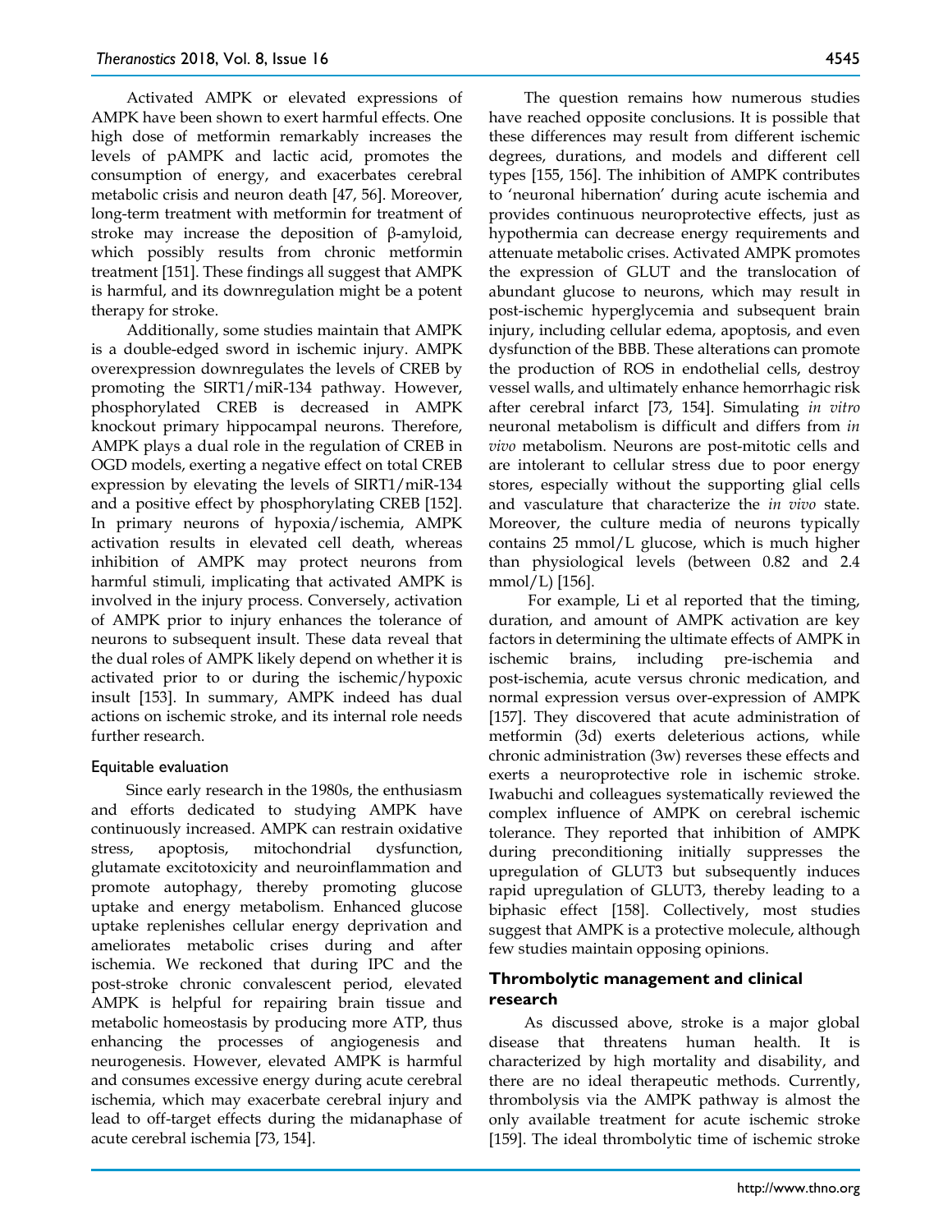Activated AMPK or elevated expressions of AMPK have been shown to exert harmful effects. One high dose of metformin remarkably increases the levels of pAMPK and lactic acid, promotes the consumption of energy, and exacerbates cerebral metabolic crisis and neuron death [47, 56]. Moreover, long-term treatment with metformin for treatment of stroke may increase the deposition of β-amyloid, which possibly results from chronic metformin treatment [151]. These findings all suggest that AMPK is harmful, and its downregulation might be a potent therapy for stroke.

Additionally, some studies maintain that AMPK is a double-edged sword in ischemic injury. AMPK overexpression downregulates the levels of CREB by promoting the SIRT1/miR-134 pathway. However, phosphorylated CREB is decreased in AMPK knockout primary hippocampal neurons. Therefore, AMPK plays a dual role in the regulation of CREB in OGD models, exerting a negative effect on total CREB expression by elevating the levels of SIRT1/miR-134 and a positive effect by phosphorylating CREB [152]. In primary neurons of hypoxia/ischemia, AMPK activation results in elevated cell death, whereas inhibition of AMPK may protect neurons from harmful stimuli, implicating that activated AMPK is involved in the injury process. Conversely, activation of AMPK prior to injury enhances the tolerance of neurons to subsequent insult. These data reveal that the dual roles of AMPK likely depend on whether it is activated prior to or during the ischemic/hypoxic insult [153]. In summary, AMPK indeed has dual actions on ischemic stroke, and its internal role needs further research.

### Equitable evaluation

Since early research in the 1980s, the enthusiasm and efforts dedicated to studying AMPK have continuously increased. AMPK can restrain oxidative stress, apoptosis, mitochondrial dysfunction, glutamate excitotoxicity and neuroinflammation and promote autophagy, thereby promoting glucose uptake and energy metabolism. Enhanced glucose uptake replenishes cellular energy deprivation and ameliorates metabolic crises during and after ischemia. We reckoned that during IPC and the post-stroke chronic convalescent period, elevated AMPK is helpful for repairing brain tissue and metabolic homeostasis by producing more ATP, thus enhancing the processes of angiogenesis and neurogenesis. However, elevated AMPK is harmful and consumes excessive energy during acute cerebral ischemia, which may exacerbate cerebral injury and lead to off-target effects during the midanaphase of acute cerebral ischemia [73, 154].

The question remains how numerous studies have reached opposite conclusions. It is possible that these differences may result from different ischemic degrees, durations, and models and different cell types [155, 156]. The inhibition of AMPK contributes to 'neuronal hibernation' during acute ischemia and provides continuous neuroprotective effects, just as hypothermia can decrease energy requirements and attenuate metabolic crises. Activated AMPK promotes the expression of GLUT and the translocation of abundant glucose to neurons, which may result in post-ischemic hyperglycemia and subsequent brain injury, including cellular edema, apoptosis, and even dysfunction of the BBB. These alterations can promote the production of ROS in endothelial cells, destroy vessel walls, and ultimately enhance hemorrhagic risk after cerebral infarct [73, 154]. Simulating *in vitro* neuronal metabolism is difficult and differs from *in vivo* metabolism. Neurons are post-mitotic cells and are intolerant to cellular stress due to poor energy stores, especially without the supporting glial cells and vasculature that characterize the *in vivo* state. Moreover, the culture media of neurons typically contains 25 mmol/L glucose, which is much higher than physiological levels (between 0.82 and 2.4 mmol/L) [156].

For example, Li et al reported that the timing, duration, and amount of AMPK activation are key factors in determining the ultimate effects of AMPK in ischemic brains, including pre-ischemia and post-ischemia, acute versus chronic medication, and normal expression versus over-expression of AMPK [157]. They discovered that acute administration of metformin (3d) exerts deleterious actions, while chronic administration (3w) reverses these effects and exerts a neuroprotective role in ischemic stroke. Iwabuchi and colleagues systematically reviewed the complex influence of AMPK on cerebral ischemic tolerance. They reported that inhibition of AMPK during preconditioning initially suppresses the upregulation of GLUT3 but subsequently induces rapid upregulation of GLUT3, thereby leading to a biphasic effect [158]. Collectively, most studies suggest that AMPK is a protective molecule, although few studies maintain opposing opinions.

## Thrombolytic management and clinical research

As discussed above, stroke is a major global disease that threatens human health. It is characterized by high mortality and disability, and there are no ideal therapeutic methods. Currently, thrombolysis via the AMPK pathway is almost the only available treatment for acute ischemic stroke [159]. The ideal thrombolytic time of ischemic stroke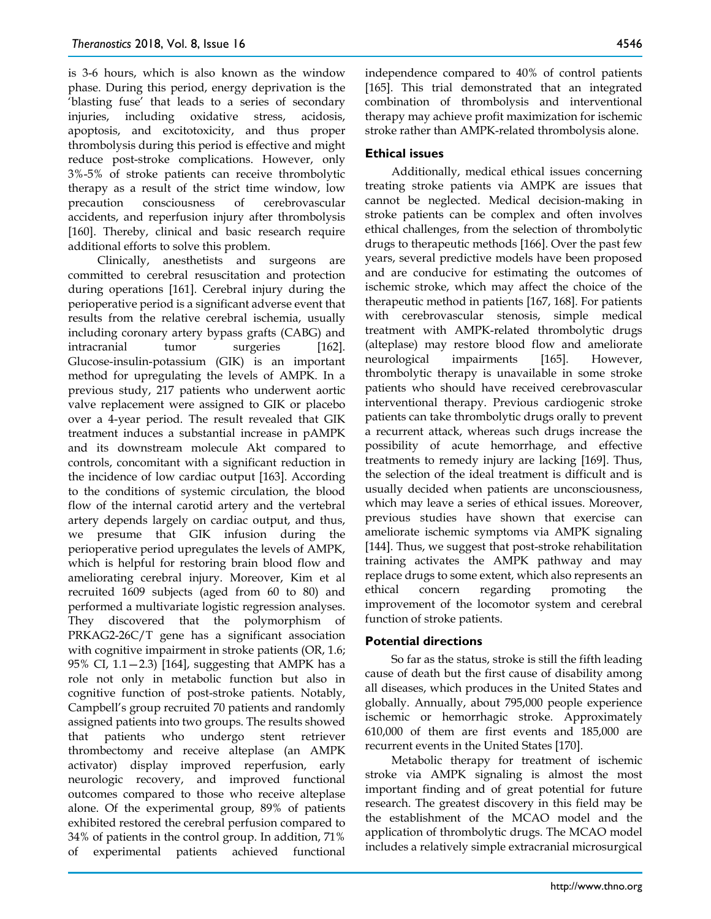is 3-6 hours, which is also known as the window phase. During this period, energy deprivation is the 'blasting fuse' that leads to a series of secondary injuries, including oxidative stress, acidosis, apoptosis, and excitotoxicity, and thus proper thrombolysis during this period is effective and might reduce post-stroke complications. However, only 3%-5% of stroke patients can receive thrombolytic therapy as a result of the strict time window, low precaution consciousness of cerebrovascular accidents, and reperfusion injury after thrombolysis [160]. Thereby, clinical and basic research require additional efforts to solve this problem.

Clinically, anesthetists and surgeons are committed to cerebral resuscitation and protection during operations [161]. Cerebral injury during the perioperative period is a significant adverse event that results from the relative cerebral ischemia, usually including coronary artery bypass grafts (CABG) and intracranial tumor surgeries [162]. Glucose-insulin-potassium (GIK) is an important method for upregulating the levels of AMPK. In a previous study, 217 patients who underwent aortic valve replacement were assigned to GIK or placebo over a 4-year period. The result revealed that GIK treatment induces a substantial increase in pAMPK and its downstream molecule Akt compared to controls, concomitant with a significant reduction in the incidence of low cardiac output [163]. According to the conditions of systemic circulation, the blood flow of the internal carotid artery and the vertebral artery depends largely on cardiac output, and thus, we presume that GIK infusion during the perioperative period upregulates the levels of AMPK, which is helpful for restoring brain blood flow and ameliorating cerebral injury. Moreover, Kim et al recruited 1609 subjects (aged from 60 to 80) and performed a multivariate logistic regression analyses. They discovered that the polymorphism of PRKAG2-26C/T gene has a significant association with cognitive impairment in stroke patients (OR, 1.6; 95% CI, 1.1—2.3) [164], suggesting that AMPK has a role not only in metabolic function but also in cognitive function of post-stroke patients. Notably, Campbell's group recruited 70 patients and randomly assigned patients into two groups. The results showed that patients who undergo stent retriever thrombectomy and receive alteplase (an AMPK activator) display improved reperfusion, early neurologic recovery, and improved functional outcomes compared to those who receive alteplase alone. Of the experimental group, 89% of patients exhibited restored the cerebral perfusion compared to 34% of patients in the control group. In addition, 71% of experimental patients achieved functional independence compared to 40% of control patients [165]. This trial demonstrated that an integrated combination of thrombolysis and interventional therapy may achieve profit maximization for ischemic stroke rather than AMPK-related thrombolysis alone.

## Ethical issues

Additionally, medical ethical issues concerning treating stroke patients via AMPK are issues that cannot be neglected. Medical decision-making in stroke patients can be complex and often involves ethical challenges, from the selection of thrombolytic drugs to therapeutic methods [166]. Over the past few years, several predictive models have been proposed and are conducive for estimating the outcomes of ischemic stroke, which may affect the choice of the therapeutic method in patients [167, 168]. For patients with cerebrovascular stenosis, simple medical treatment with AMPK-related thrombolytic drugs (alteplase) may restore blood flow and ameliorate neurological impairments [165]. However, thrombolytic therapy is unavailable in some stroke patients who should have received cerebrovascular interventional therapy. Previous cardiogenic stroke patients can take thrombolytic drugs orally to prevent a recurrent attack, whereas such drugs increase the possibility of acute hemorrhage, and effective treatments to remedy injury are lacking [169]. Thus, the selection of the ideal treatment is difficult and is usually decided when patients are unconsciousness, which may leave a series of ethical issues. Moreover, previous studies have shown that exercise can ameliorate ischemic symptoms via AMPK signaling [144]. Thus, we suggest that post-stroke rehabilitation training activates the AMPK pathway and may replace drugs to some extent, which also represents an ethical concern regarding promoting the improvement of the locomotor system and cerebral function of stroke patients.

## Potential directions

So far as the status, stroke is still the fifth leading cause of death but the first cause of disability among all diseases, which produces in the United States and globally. Annually, about 795,000 people experience ischemic or hemorrhagic stroke. Approximately 610,000 of them are first events and 185,000 are recurrent events in the United States [170].

Metabolic therapy for treatment of ischemic stroke via AMPK signaling is almost the most important finding and of great potential for future research. The greatest discovery in this field may be the establishment of the MCAO model and the application of thrombolytic drugs. The MCAO model includes a relatively simple extracranial microsurgical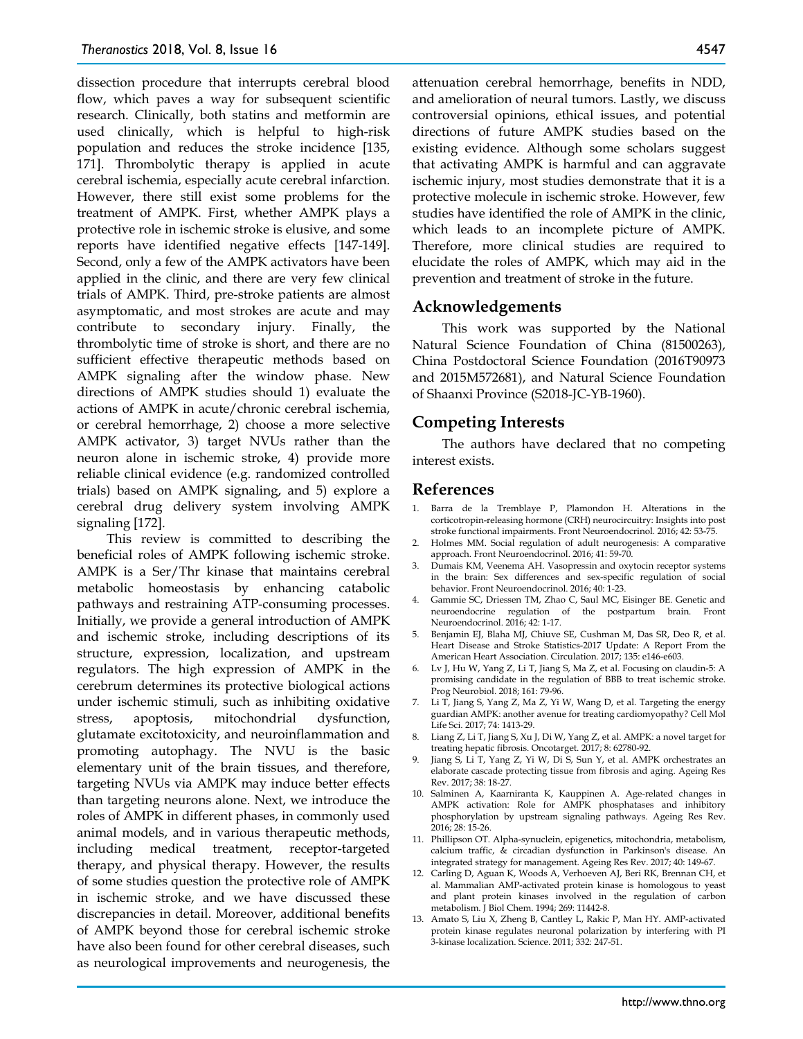dissection procedure that interrupts cerebral blood flow, which paves a way for subsequent scientific research. Clinically, both statins and metformin are used clinically, which is helpful to high-risk population and reduces the stroke incidence [135, 171]. Thrombolytic therapy is applied in acute cerebral ischemia, especially acute cerebral infarction. However, there still exist some problems for the treatment of AMPK. First, whether AMPK plays a protective role in ischemic stroke is elusive, and some reports have identified negative effects [147-149]. Second, only a few of the AMPK activators have been applied in the clinic, and there are very few clinical trials of AMPK. Third, pre-stroke patients are almost asymptomatic, and most strokes are acute and may contribute to secondary injury. Finally, the thrombolytic time of stroke is short, and there are no sufficient effective therapeutic methods based on AMPK signaling after the window phase. New directions of AMPK studies should 1) evaluate the actions of AMPK in acute/chronic cerebral ischemia, or cerebral hemorrhage, 2) choose a more selective AMPK activator, 3) target NVUs rather than the neuron alone in ischemic stroke, 4) provide more reliable clinical evidence (e.g. randomized controlled trials) based on AMPK signaling, and 5) explore a cerebral drug delivery system involving AMPK signaling [172].

This review is committed to describing the beneficial roles of AMPK following ischemic stroke. AMPK is a Ser/Thr kinase that maintains cerebral metabolic homeostasis by enhancing catabolic pathways and restraining ATP-consuming processes. Initially, we provide a general introduction of AMPK and ischemic stroke, including descriptions of its structure, expression, localization, and upstream regulators. The high expression of AMPK in the cerebrum determines its protective biological actions under ischemic stimuli, such as inhibiting oxidative stress, apoptosis, mitochondrial dysfunction, glutamate excitotoxicity, and neuroinflammation and promoting autophagy. The NVU is the basic elementary unit of the brain tissues, and therefore, targeting NVUs via AMPK may induce better effects than targeting neurons alone. Next, we introduce the roles of AMPK in different phases, in commonly used animal models, and in various therapeutic methods, including medical treatment, receptor-targeted therapy, and physical therapy. However, the results of some studies question the protective role of AMPK in ischemic stroke, and we have discussed these discrepancies in detail. Moreover, additional benefits of AMPK beyond those for cerebral ischemic stroke have also been found for other cerebral diseases, such as neurological improvements and neurogenesis, the attenuation cerebral hemorrhage, benefits in NDD, and amelioration of neural tumors. Lastly, we discuss controversial opinions, ethical issues, and potential directions of future AMPK studies based on the existing evidence. Although some scholars suggest that activating AMPK is harmful and can aggravate ischemic injury, most studies demonstrate that it is a protective molecule in ischemic stroke. However, few studies have identified the role of AMPK in the clinic, which leads to an incomplete picture of AMPK. Therefore, more clinical studies are required to elucidate the roles of AMPK, which may aid in the prevention and treatment of stroke in the future.

## Acknowledgements

This work was supported by the National Natural Science Foundation of China (81500263), China Postdoctoral Science Foundation (2016T90973 and 2015M572681), and Natural Science Foundation of Shaanxi Province (S2018-JC-YB-1960).

## Competing Interests

The authors have declared that no competing interest exists.

## References

1. Barra de la Tremblaye P, Plamondon H. Alterations in the corticotropin-releasing hormone (CRH) neurocircuitry: Insights into post stroke functional impairments. Front Neuroendocrinol. 2016; 42: 53-75.
2. Holmes MM. Social regulation of adult neurogenesis: A comparative approach. Front Neuroendocrinol. 2016; 41: 59-70.
3. Dumais KM, Veenema AH. Vasopressin and oxytocin receptor systems in the brain: Sex differences and sex-specific regulation of social behavior. Front Neuroendocrinol. 2016; 40: 1-23.
4. Gammie SC, Driessen TM, Zhao C, Saul MC, Eisinger BE. Genetic and neuroendocrine regulation of the postpartum brain. Front Neuroendocrinol. 2016; 42: 1-17.
5. Benjamin EJ, Blaha MJ, Chiuve SE, Cushman M, Das SR, Deo R, et al. Heart Disease and Stroke Statistics-2017 Update: A Report From the American Heart Association. Circulation. 2017; 135: e146-e603.
6. Lv J, Hu W, Yang Z, Li T, Jiang S, Ma Z, et al. Focusing on claudin-5: A promising candidate in the regulation of BBB to treat ischemic stroke. Prog Neurobiol. 2018; 161: 79-96.
7. Li T, Jiang S, Yang Z, Ma Z, Yi W, Wang D, et al. Targeting the energy guardian AMPK: another avenue for treating cardiomyopathy? Cell Mol Life Sci. 2017; 74: 1413-29.
8. Liang Z, Li T, Jiang S, Xu J, Di W, Yang Z, et al. AMPK: a novel target for treating hepatic fibrosis. Oncotarget. 2017; 8: 62780-92.
9. Jiang S, Li T, Yang Z, Yi W, Di S, Sun Y, et al. AMPK orchestrates an elaborate cascade protecting tissue from fibrosis and aging. Ageing Res Rev. 2017; 38: 18-27.
10. Salminen A, Kaarniranta K, Kauppinen A. Age-related changes in AMPK activation: Role for AMPK phosphatases and inhibitory phosphorylation by upstream signaling pathways. Ageing Res Rev. 2016; 28: 15-26.
11. Phillipson OT. Alpha-synuclein, epigenetics, mitochondria, metabolism, calcium traffic, & circadian dysfunction in Parkinson's disease. An integrated strategy for management. Ageing Res Rev. 2017; 40: 149-67.
12. Carling D, Aguan K, Woods A, Verhoeven AJ, Beri RK, Brennan CH, et al. Mammalian AMP-activated protein kinase is homologous to yeast and plant protein kinases involved in the regulation of carbon metabolism. J Biol Chem. 1994; 269: 11442-8.
13. Amato S, Liu X, Zheng B, Cantley L, Rakic P, Man HY. AMP-activated protein kinase regulates neuronal polarization by interfering with PI 3-kinase localization. Science. 2011; 332: 247-51.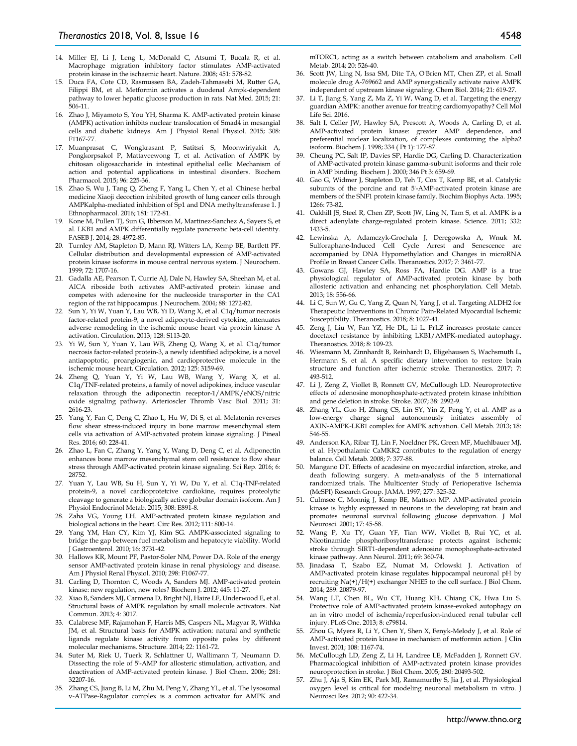14. Miller EJ, Li J, Leng L, McDonald C, Atsumi T, Bucala R, et al. Macrophage migration inhibitory factor stimulates AMP-activated protein kinase in the ischaemic heart. Nature. 2008; 451: 578-82.
15. Duca FA, Cote CD, Rasmussen BA, Zadeh-Tahmasebi M, Rutter GA, Filippi BM, et al. Metformin activates a duodenal Ampk-dependent pathway to lower hepatic glucose production in rats. Nat Med. 2015; 21: 506-11.
16. Zhao J, Miyamoto S, You YH, Sharma K. AMP-activated protein kinase (AMPK) activation inhibits nuclear translocation of Smad4 in mesangial cells and diabetic kidneys. Am J Physiol Renal Physiol. 2015; 308: F1167-77.
17. Muanprasat C, Wongkrasant P, Satitsri S, Moonwiriyakit A, Pongkorpsakol P, Mattaveewong T, et al. Activation of AMPK by chitosan oligosaccharide in intestinal epithelial cells: Mechanism of action and potential applications in intestinal disorders. Biochem Pharmacol. 2015; 96: 225-36.
18. Zhao S, Wu J, Tang Q, Zheng F, Yang L, Chen Y, et al. Chinese herbal medicine Xiaoji decoction inhibited growth of lung cancer cells through AMPKalpha-mediated inhibition of Sp1 and DNA methyltransferase 1. J Ethnopharmacol. 2016; 181: 172-81.
19. Kone M, Pullen TJ, Sun G, Ibberson M, Martinez-Sanchez A, Sayers S, et al. LKB1 and AMPK differentially regulate pancreatic beta-cell identity. FASEB J. 2014; 28: 4972-85.
20. Turnley AM, Stapleton D, Mann RJ, Witters LA, Kemp BE, Bartlett PF. Cellular distribution and developmental expression of AMP-activated protein kinase isoforms in mouse central nervous system. J Neurochem. 1999; 72: 1707-16.
21. Gadalla AE, Pearson T, Currie AJ, Dale N, Hawley SA, Sheehan M, et al. AICA riboside both activates AMP-activated protein kinase and competes with adenosine for the nucleoside transporter in the CA1 region of the rat hippocampus. J Neurochem. 2004; 88: 1272-82.
22. Sun Y, Yi W, Yuan Y, Lau WB, Yi D, Wang X, et al. C1q/tumor necrosis factor-related protein-9, a novel adipocyte-derived cytokine, attenuates adverse remodeling in the ischemic mouse heart via protein kinase A activation. Circulation. 2013; 128: S113-20.
23. Yi W, Sun Y, Yuan Y, Lau WB, Zheng Q, Wang X, et al. C1q/tumor necrosis factor-related protein-3, a newly identified adipokine, is a novel antiapoptotic, proangiogenic, and cardioprotective molecule in the ischemic mouse heart. Circulation. 2012; 125: 3159-69.
24. Zheng Q, Yuan Y, Yi W, Lau WB, Wang Y, Wang X, et al. C1q/TNF-related proteins, a family of novel adipokines, induce vascular relaxation through the adiponectin receptor-1/AMPK/eNOS/nitric oxide signaling pathway. Arterioscler Thromb Vasc Biol. 2011; 31: 2616-23.
25. Yang Y, Fan C, Deng C, Zhao L, Hu W, Di S, et al. Melatonin reverses flow shear stress-induced injury in bone marrow mesenchymal stem cells via activation of AMP-activated protein kinase signaling. J Pineal Res. 2016; 60: 228-41.
26. Zhao L, Fan C, Zhang Y, Yang Y, Wang D, Deng C, et al. Adiponectin enhances bone marrow mesenchymal stem cell resistance to flow shear stress through AMP-activated protein kinase signaling. Sci Rep. 2016; 6: 28752.
27. Yuan Y, Lau WB, Su H, Sun Y, Yi W, Du Y, et al. C1q-TNF-related protein-9, a novel cardioprotetcive cardiokine, requires proteolytic cleavage to generate a biologically active globular domain isoform. Am J Physiol Endocrinol Metab. 2015; 308: E891-8.
28. Zaha VG, Young LH. AMP-activated protein kinase regulation and biological actions in the heart. Circ Res. 2012; 111: 800-14.
29. Yang YM, Han CY, Kim YJ, Kim SG. AMPK-associated signaling to bridge the gap between fuel metabolism and hepatocyte viability. World J Gastroenterol. 2010; 16: 3731-42.
30. Hallows KR, Mount PF, Pastor-Soler NM, Power DA. Role of the energy sensor AMP-activated protein kinase in renal physiology and disease. Am J Physiol Renal Physiol. 2010; 298: F1067-77.
31. Carling D, Thornton C, Woods A, Sanders MJ. AMP-activated protein kinase: new regulation, new roles? Biochem J. 2012; 445: 11-27.
32. Xiao B, Sanders MJ, Carmena D, Bright NJ, Haire LF, Underwood E, et al. Structural basis of AMPK regulation by small molecule activators. Nat Commun. 2013; 4: 3017.
33. Calabrese MF, Rajamohan F, Harris MS, Caspers NL, Magyar R, Withka JM, et al. Structural basis for AMPK activation: natural and synthetic ligands regulate kinase activity from opposite poles by different molecular mechanisms. Structure. 2014; 22: 1161-72.
34. Suter M, Riek U, Tuerk R, Schlattner U, Wallimann T, Neumann D. Dissecting the role of 5'-AMP for allosteric stimulation, activation, and deactivation of AMP-activated protein kinase. J Biol Chem. 2006; 281: 32207-16.
35. Zhang CS, Jiang B, Li M, Zhu M, Peng Y, Zhang YL, et al. The lysosomal v-ATPase-Ragulator complex is a common activator for AMPK and mTORC1, acting as a switch between catabolism and anabolism. Cell Metab. 2014; 20: 526-40.
36. Scott JW, Ling N, Issa SM, Dite TA, O'Brien MT, Chen ZP, et al. Small molecule drug A-769662 and AMP synergistically activate naive AMPK independent of upstream kinase signaling. Chem Biol. 2014; 21: 619-27.
37. Li T, Jiang S, Yang Z, Ma Z, Yi W, Wang D, et al. Targeting the energy guardian AMPK: another avenue for treating cardiomyopathy? Cell Mol Life Sci. 2016.
38. Salt I, Celler JW, Hawley SA, Prescott A, Woods A, Carling D, et al. AMP-activated protein kinase: greater AMP dependence, and preferential nuclear localization, of complexes containing the alpha2 isoform. Biochem J. 1998; 334 ( Pt 1): 177-87.
39. Cheung PC, Salt IP, Davies SP, Hardie DG, Carling D. Characterization of AMP-activated protein kinase gamma-subunit isoforms and their role in AMP binding. Biochem J. 2000; 346 Pt 3: 659-69.
40. Gao G, Widmer J, Stapleton D, Teh T, Cox T, Kemp BE, et al. Catalytic subunits of the porcine and rat 5'-AMP-activated protein kinase are members of the SNF1 protein kinase family. Biochim Biophys Acta. 1995; 1266: 73-82.
41. Oakhill JS, Steel R, Chen ZP, Scott JW, Ling N, Tam S, et al. AMPK is a direct adenylate charge-regulated protein kinase. Science. 2011; 332: 1433-5.
42. Lewinska A, Adamczyk-Grochala J, Deregowska A, Wnuk M. Sulforaphane-Induced Cell Cycle Arrest and Senescence are accompanied by DNA Hypomethylation and Changes in microRNA Profile in Breast Cancer Cells. Theranostics. 2017; 7: 3461-77.
43. Gowans GJ, Hawley SA, Ross FA, Hardie DG. AMP is a true physiological regulator of AMP-activated protein kinase by both allosteric activation and enhancing net phosphorylation. Cell Metab. 2013; 18: 556-66.
44. Li C, Sun W, Gu C, Yang Z, Quan N, Yang J, et al. Targeting ALDH2 for Therapeutic Interventions in Chronic Pain-Related Myocardial Ischemic Susceptibility. Theranostics. 2018; 8: 1027-41.
45. Zeng J, Liu W, Fan YZ, He DL, Li L. PrLZ increases prostate cancer docetaxel resistance by inhibiting LKB1/AMPK-mediated autophagy. Theranostics. 2018; 8: 109-23.
46. Wiesmann M, Zinnhardt B, Reinhardt D, Eligehausen S, Wachsmuth L, Hermann S, et al. A specific dietary intervention to restore brain structure and function after ischemic stroke. Theranostics. 2017; 7: 493-512.
47. Li J, Zeng Z, Viollet B, Ronnett GV, McCullough LD. Neuroprotective effects of adenosine monophosphate-activated protein kinase inhibition and gene deletion in stroke. Stroke. 2007; 38: 2992-9.
48. Zhang YL, Guo H, Zhang CS, Lin SY, Yin Z, Peng Y, et al. AMP as a low-energy charge signal autonomously initiates assembly of AXIN-AMPK-LKB1 complex for AMPK activation. Cell Metab. 2013; 18: 546-55.
49. Anderson KA, Ribar TJ, Lin F, Noeldner PK, Green MF, Muehlbauer MJ, et al. Hypothalamic CaMKK2 contributes to the regulation of energy balance. Cell Metab. 2008; 7: 377-88.
50. Mangano DT. Effects of acadesine on myocardial infarction, stroke, and death following surgery. A meta-analysis of the 5 international randomized trials. The Multicenter Study of Perioperative Ischemia (McSPI) Research Group. JAMA. 1997; 277: 325-32.
51. Culmsee C, Monnig J, Kemp BE, Mattson MP. AMP-activated protein kinase is highly expressed in neurons in the developing rat brain and promotes neuronal survival following glucose deprivation. J Mol Neurosci. 2001; 17: 45-58.
52. Wang P, Xu TY, Guan YF, Tian WW, Viollet B, Rui YC, et al. Nicotinamide phosphoribosyltransferase protects against ischemic stroke through SIRT1-dependent adenosine monophosphate-activated kinase pathway. Ann Neurol. 2011; 69: 360-74.
53. Jinadasa T, Szabo EZ, Numat M, Orlowski J. Activation of AMP-activated protein kinase regulates hippocampal neuronal pH by recruiting Na(+)/H(+) exchanger NHE5 to the cell surface. J Biol Chem. 2014; 289: 20879-97.
54. Wang LT, Chen BL, Wu CT, Huang KH, Chiang CK, Hwa Liu S. Protective role of AMP-activated protein kinase-evoked autophagy on an in vitro model of ischemia/reperfusion-induced renal tubular cell injury. PLoS One. 2013; 8: e79814.
55. Zhou G, Myers R, Li Y, Chen Y, Shen X, Fenyk-Melody J, et al. Role of AMP-activated protein kinase in mechanism of metformin action. J Clin Invest. 2001; 108: 1167-74.
56. McCullough LD, Zeng Z, Li H, Landree LE, McFadden J, Ronnett GV. Pharmacological inhibition of AMP-activated protein kinase provides neuroprotection in stroke. J Biol Chem. 2005; 280: 20493-502.
57. Zhu J, Aja S, Kim EK, Park MJ, Ramamurthy S, Jia J, et al. Physiological oxygen level is critical for modeling neuronal metabolism in vitro. J Neurosci Res. 2012; 90: 422-34.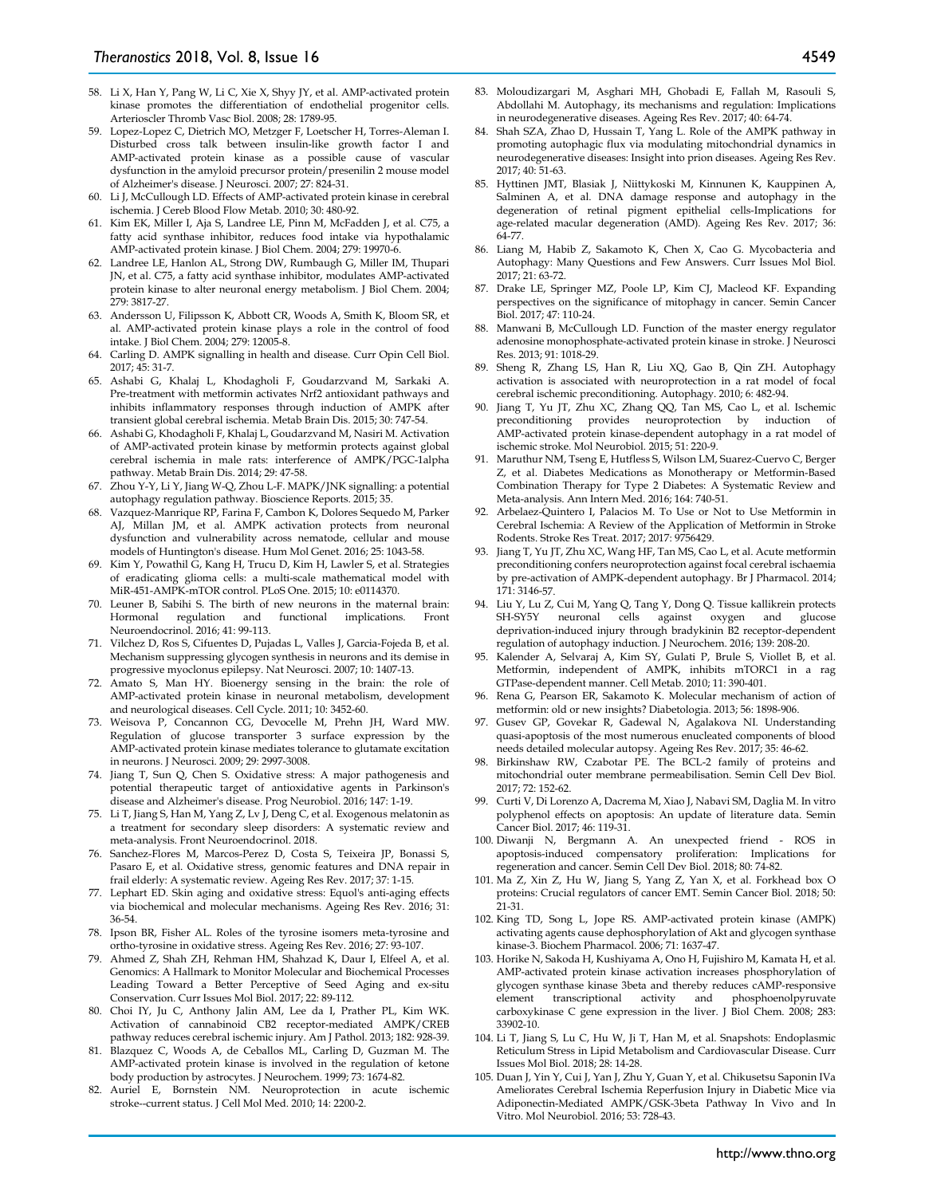58. Li X, Han Y, Pang W, Li C, Xie X, Shyy JY, et al. AMP-activated protein kinase promotes the differentiation of endothelial progenitor cells. Arterioscler Thromb Vasc Biol. 2008; 28: 1789-95.
59. Lopez-Lopez C, Dietrich MO, Metzger F, Loetscher H, Torres-Aleman I. Disturbed cross talk between insulin-like growth factor I and AMP-activated protein kinase as a possible cause of vascular dysfunction in the amyloid precursor protein/presenilin 2 mouse model of Alzheimer's disease. J Neurosci. 2007; 27: 824-31.
60. Li J, McCullough LD. Effects of AMP-activated protein kinase in cerebral ischemia. J Cereb Blood Flow Metab. 2010; 30: 480-92.
61. Kim EK, Miller I, Aja S, Landree LE, Pinn M, McFadden J, et al. C75, a fatty acid synthase inhibitor, reduces food intake via hypothalamic AMP-activated protein kinase. J Biol Chem. 2004; 279: 19970-6.
62. Landree LE, Hanlon AL, Strong DW, Rumbaugh G, Miller IM, Thupari JN, et al. C75, a fatty acid synthase inhibitor, modulates AMP-activated protein kinase to alter neuronal energy metabolism. J Biol Chem. 2004; 279: 3817-27.
63. Andersson U, Filipsson K, Abbott CR, Woods A, Smith K, Bloom SR, et al. AMP-activated protein kinase plays a role in the control of food intake. J Biol Chem. 2004; 279: 12005-8.
64. Carling D. AMPK signalling in health and disease. Curr Opin Cell Biol. 2017; 45: 31-7.
65. Ashabi G, Khalaj L, Khodagholi F, Goudarzvand M, Sarkaki A. Pre-treatment with metformin activates Nrf2 antioxidant pathways and inhibits inflammatory responses through induction of AMPK after transient global cerebral ischemia. Metab Brain Dis. 2015; 30: 747-54.
66. Ashabi G, Khodagholi F, Khalaj L, Goudarzvand M, Nasiri M. Activation of AMP-activated protein kinase by metformin protects against global cerebral ischemia in male rats: interference of AMPK/PGC-1alpha pathway. Metab Brain Dis. 2014; 29: 47-58.
67. Zhou Y-Y, Li Y, Jiang W-Q, Zhou L-F. MAPK/JNK signalling: a potential autophagy regulation pathway. Bioscience Reports. 2015; 35.
68. Vazquez-Manrique RP, Farina F, Cambon K, Dolores Sequedo M, Parker AJ, Millan JM, et al. AMPK activation protects from neuronal dysfunction and vulnerability across nematode, cellular and mouse models of Huntington's disease. Hum Mol Genet. 2016; 25: 1043-58.
69. Kim Y, Powathil G, Kang H, Trucu D, Kim H, Lawler S, et al. Strategies of eradicating glioma cells: a multi-scale mathematical model with MiR-451-AMPK-mTOR control. PLoS One. 2015; 10: e0114370.
70. Leuner B, Sabihi S. The birth of new neurons in the maternal brain: Hormonal regulation and functional implications. Front Neuroendocrinol. 2016; 41: 99-113.
71. Vilchez D, Ros S, Cifuentes D, Pujadas L, Valles J, Garcia-Fojeda B, et al. Mechanism suppressing glycogen synthesis in neurons and its demise in progressive myoclonus epilepsy. Nat Neurosci. 2007; 10: 1407-13.
72. Amato S, Man HY. Bioenergy sensing in the brain: the role of AMP-activated protein kinase in neuronal metabolism, development and neurological diseases. Cell Cycle. 2011; 10: 3452-60.
73. Weisova P, Concannon CG, Devocelle M, Prehn JH, Ward MW. Regulation of glucose transporter 3 surface expression by the AMP-activated protein kinase mediates tolerance to glutamate excitation in neurons. J Neurosci. 2009; 29: 2997-3008.
74. Jiang T, Sun Q, Chen S. Oxidative stress: A major pathogenesis and potential therapeutic target of antioxidative agents in Parkinson's disease and Alzheimer's disease. Prog Neurobiol. 2016; 147: 1-19.
75. Li T, Jiang S, Han M, Yang Z, Lv J, Deng C, et al. Exogenous melatonin as a treatment for secondary sleep disorders: A systematic review and meta-analysis. Front Neuroendocrinol. 2018.
76. Sanchez-Flores M, Marcos-Perez D, Costa S, Teixeira JP, Bonassi S, Pasaro E, et al. Oxidative stress, genomic features and DNA repair in frail elderly: A systematic review. Ageing Res Rev. 2017; 37: 1-15.
77. Lephart ED. Skin aging and oxidative stress: Equol's anti-aging effects via biochemical and molecular mechanisms. Ageing Res Rev. 2016; 31: 36-54.
78. Ipson BR, Fisher AL. Roles of the tyrosine isomers meta-tyrosine and ortho-tyrosine in oxidative stress. Ageing Res Rev. 2016; 27: 93-107.
79. Ahmed Z, Shah ZH, Rehman HM, Shahzad K, Daur I, Elfeel A, et al. Genomics: A Hallmark to Monitor Molecular and Biochemical Processes Leading Toward a Better Perceptive of Seed Aging and ex-situ Conservation. Curr Issues Mol Biol. 2017; 22: 89-112.
80. Choi IY, Ju C, Anthony Jalin AM, Lee da I, Prather PL, Kim WK. Activation of cannabinoid CB2 receptor-mediated AMPK/CREB pathway reduces cerebral ischemic injury. Am J Pathol. 2013; 182: 928-39.
81. Blazquez C, Woods A, de Ceballos ML, Carling D, Guzman M. The AMP-activated protein kinase is involved in the regulation of ketone body production by astrocytes. J Neurochem. 1999; 73: 1674-82.
82. Auriel E, Bornstein NM. Neuroprotection in acute ischemic stroke--current status. J Cell Mol Med. 2010; 14: 2200-2.
83. Moloudizargari M, Asghari MH, Ghobadi E, Fallah M, Rasouli S, Abdollahi M. Autophagy, its mechanisms and regulation: Implications in neurodegenerative diseases. Ageing Res Rev. 2017; 40: 64-74.
84. Shah SZA, Zhao D, Hussain T, Yang L. Role of the AMPK pathway in promoting autophagic flux via modulating mitochondrial dynamics in neurodegenerative diseases: Insight into prion diseases. Ageing Res Rev. 2017; 40: 51-63.
85. Hyttinen JMT, Blasiak J, Niittykoski M, Kinnunen K, Kauppinen A, Salminen A, et al. DNA damage response and autophagy in the degeneration of retinal pigment epithelial cells-Implications for age-related macular degeneration (AMD). Ageing Res Rev. 2017; 36: 64-77.
86. Liang M, Habib Z, Sakamoto K, Chen X, Cao G. Mycobacteria and Autophagy: Many Questions and Few Answers. Curr Issues Mol Biol. 2017; 21: 63-72.
87. Drake LE, Springer MZ, Poole LP, Kim CJ, Macleod KF. Expanding perspectives on the significance of mitophagy in cancer. Semin Cancer Biol. 2017; 47: 110-24.
88. Manwani B, McCullough LD. Function of the master energy regulator adenosine monophosphate-activated protein kinase in stroke. J Neurosci Res. 2013; 91: 1018-29.
89. Sheng R, Zhang LS, Han R, Liu XQ, Gao B, Qin ZH. Autophagy activation is associated with neuroprotection in a rat model of focal cerebral ischemic preconditioning. Autophagy. 2010; 6: 482-94.
90. Jiang T, Yu JT, Zhu XC, Zhang QQ, Tan MS, Cao L, et al. Ischemic preconditioning provides neuroprotection by induction of AMP-activated protein kinase-dependent autophagy in a rat model of ischemic stroke. Mol Neurobiol. 2015; 51: 220-9.
91. Maruthur NM, Tseng E, Hutfless S, Wilson LM, Suarez-Cuervo C, Berger Z, et al. Diabetes Medications as Monotherapy or Metformin-Based Combination Therapy for Type 2 Diabetes: A Systematic Review and Meta-analysis. Ann Intern Med. 2016; 164: 740-51.
92. Arbelaez-Quintero I, Palacios M. To Use or Not to Use Metformin in Cerebral Ischemia: A Review of the Application of Metformin in Stroke Rodents. Stroke Res Treat. 2017; 2017: 9756429.
93. Jiang T, Yu JT, Zhu XC, Wang HF, Tan MS, Cao L, et al. Acute metformin preconditioning confers neuroprotection against focal cerebral ischaemia by pre-activation of AMPK-dependent autophagy. Br J Pharmacol. 2014; 171: 3146-57.
94. Liu Y, Lu Z, Cui M, Yang Q, Tang Y, Dong Q. Tissue kallikrein protects SH-SY5Y neuronal cells against oxygen and glucose deprivation-induced injury through bradykinin B2 receptor-dependent regulation of autophagy induction. J Neurochem. 2016; 139: 208-20.
95. Kalender A, Selvaraj A, Kim SY, Gulati P, Brule S, Viollet B, et al. Metformin, independent of AMPK, inhibits mTORC1 in a rag GTPase-dependent manner. Cell Metab. 2010; 11: 390-401.
96. Rena G, Pearson ER, Sakamoto K. Molecular mechanism of action of metformin: old or new insights? Diabetologia. 2013; 56: 1898-906.
97. Gusev GP, Govekar R, Gadewal N, Agalakova NI. Understanding quasi-apoptosis of the most numerous enucleated components of blood needs detailed molecular autopsy. Ageing Res Rev. 2017; 35: 46-62.
98. Birkinshaw RW, Czabotar PE. The BCL-2 family of proteins and mitochondrial outer membrane permeabilisation. Semin Cell Dev Biol. 2017; 72: 152-62.
99. Curti V, Di Lorenzo A, Dacrema M, Xiao J, Nabavi SM, Daglia M. In vitro polyphenol effects on apoptosis: An update of literature data. Semin Cancer Biol. 2017; 46: 119-31.
100. Diwanji N, Bergmann A. An unexpected friend - ROS in apoptosis-induced compensatory proliferation: Implications for regeneration and cancer. Semin Cell Dev Biol. 2018; 80: 74-82.
101. Ma Z, Xin Z, Hu W, Jiang S, Yang Z, Yan X, et al. Forkhead box O proteins: Crucial regulators of cancer EMT. Semin Cancer Biol. 2018; 50: 21-31.
102. King TD, Song L, Jope RS. AMP-activated protein kinase (AMPK) activating agents cause dephosphorylation of Akt and glycogen synthase kinase-3. Biochem Pharmacol. 2006; 71: 1637-47.
103. Horike N, Sakoda H, Kushiyama A, Ono H, Fujishiro M, Kamata H, et al. AMP-activated protein kinase activation increases phosphorylation of glycogen synthase kinase 3beta and thereby reduces cAMP-responsive element transcriptional activity and phosphoenolpyruvate carboxykinase C gene expression in the liver. J Biol Chem. 2008; 283: 33902-10.
104. Li T, Jiang S, Lu C, Hu W, Ji T, Han M, et al. Snapshots: Endoplasmic Reticulum Stress in Lipid Metabolism and Cardiovascular Disease. Curr Issues Mol Biol. 2018; 28: 14-28.
105. Duan J, Yin Y, Cui J, Yan J, Zhu Y, Guan Y, et al. Chikusetsu Saponin IVa Ameliorates Cerebral Ischemia Reperfusion Injury in Diabetic Mice via Adiponectin-Mediated AMPK/GSK-3beta Pathway In Vivo and In Vitro. Mol Neurobiol. 2016; 53: 728-43.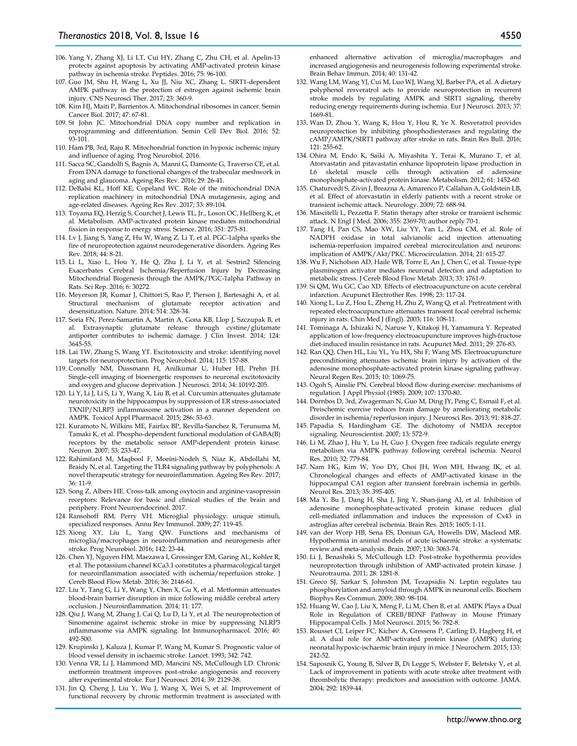106. Yang Y, Zhang XJ, Li LT, Cui HY, Zhang C, Zhu CH, et al. Apelin-13 protects against apoptosis by activating AMP-activated protein kinase pathway in ischemia stroke. Peptides. 2016; 75: 96-100.
107. Guo JM, Shu H, Wang L, Xu JJ, Niu XC, Zhang L. SIRT1-dependent AMPK pathway in the protection of estrogen against ischemic brain injury. CNS Neurosci Ther. 2017; 23: 360-9.
108. Kim HJ, Maiti P, Barrientos A. Mitochondrial ribosomes in cancer. Semin Cancer Biol. 2017; 47: 67-81.
109. St John JC. Mitochondrial DNA copy number and replication in reprogramming and differentiation. Semin Cell Dev Biol. 2016; 52: 93-101.
110. Ham PB, 3rd, Raju R. Mitochondrial function in hypoxic ischemic injury and influence of aging. Prog Neurobiol. 2016.
111. Sacca SC, Gandolfi S, Bagnis A, Manni G, Damonte G, Traverso CE, et al. From DNA damage to functional changes of the trabecular meshwork in aging and glaucoma. Ageing Res Rev. 2016; 29: 26-41.
112. DeBalsi KL, Hoff KE, Copeland WC. Role of the mitochondrial DNA replication machinery in mitochondrial DNA mutagenesis, aging and age-related diseases. Ageing Res Rev. 2017; 33: 89-104.
113. Toyama EQ, Herzig S, Courchet J, Lewis TL, Jr., Loson OC, Hellberg K, et al. Metabolism. AMP-activated protein kinase mediates mitochondrial fission in response to energy stress. Science. 2016; 351: 275-81.
114. Lv J, Jiang S, Yang Z, Hu W, Wang Z, Li T, et al. PGC-1alpha sparks the fire of neuroprotection against neurodegenerative disorders. Ageing Res Rev. 2018; 44: 8-21.
115. Li L, Xiao L, Hou Y, He Q, Zhu J, Li Y, et al. Sestrin2 Silencing Exacerbates Cerebral Ischemia/Reperfusion Injury by Decreasing Mitochondrial Biogenesis through the AMPK/PGC-1alpha Pathway in Rats. Sci Rep. 2016; 6: 30272.
116. Meyerson JR, Kumar J, Chittori S, Rao P, Pierson J, Bartesaghi A, et al. Structural mechanism of glutamate receptor activation and desensitization. Nature. 2014; 514: 328-34.
117. Soria FN, Perez-Samartin A, Martin A, Gona KB, Llop J, Szczupak B, et al. Extrasynaptic glutamate release through cystine/glutamate antiporter contributes to ischemic damage. J Clin Invest. 2014; 124: 3645-55.
118. Lai TW, Zhang S, Wang YT. Excitotoxicity and stroke: identifying novel targets for neuroprotection. Prog Neurobiol. 2014; 115: 157-88.
119. Connolly NM, Dussmann H, Anilkumar U, Huber HJ, Prehn JH. Single-cell imaging of bioenergetic responses to neuronal excitotoxicity and oxygen and glucose deprivation. J Neurosci. 2014; 34: 10192-205.
120. Li Y, Li J, Li S, Li Y, Wang X, Liu B, et al. Curcumin attenuates glutamate neurotoxicity in the hippocampus by suppression of ER stress-associated TXNIP/NLRP3 inflammasome activation in a manner dependent on AMPK. Toxicol Appl Pharmacol. 2015; 286: 53-63.
121. Kuramoto N, Wilkins ME, Fairfax BP, Revilla-Sanchez R, Terunuma M, Tamaki K, et al. Phospho-dependent functional modulation of GABA(B) receptors by the metabolic sensor AMP-dependent protein kinase. Neuron. 2007; 53: 233-47.
122. Rahimifard M, Maqbool F, Moeini-Nodeh S, Niaz K, Abdollahi M, Braidy N, et al. Targeting the TLR4 signaling pathway by polyphenols: A novel therapeutic strategy for neuroinflammation. Ageing Res Rev. 2017; 36: 11-9.
123. Song Z, Albers HE. Cross-talk among oxytocin and arginine-vasopressin receptors: Relevance for basic and clinical studies of the brain and periphery. Front Neuroendocrinol. 2017.
124. Ransohoff RM, Perry VH. Microglial physiology: unique stimuli, specialized responses. Annu Rev Immunol. 2009; 27: 119-45.
125. Xiong XY, Liu L, Yang QW. Functions and mechanisms of microglia/macrophages in neuroinflammation and neurogenesis after stroke. Prog Neurobiol. 2016; 142: 23-44.
126. Chen YJ, Nguyen HM, Maezawa I, Grossinger EM, Garing AL, Kohler R, et al. The potassium channel KCa3.1 constitutes a pharmacological target for neuroinflammation associated with ischemia/reperfusion stroke. J Cereb Blood Flow Metab. 2016; 36: 2146-61.
127. Liu Y, Tang G, Li Y, Wang Y, Chen X, Gu X, et al. Metformin attenuates blood-brain barrier disruption in mice following middle cerebral artery occlusion. J Neuroinflammation. 2014; 11: 177.
128. Qiu J, Wang M, Zhang J, Cai Q, Lu D, Li Y, et al. The neuroprotection of Sinomenine against ischemic stroke in mice by suppressing NLRP3 inflammasome via AMPK signaling. Int Immunopharmacol. 2016; 40: 492-500.
129. Krupinski J, Kaluza J, Kumar P, Wang M, Kumar S. Prognostic value of blood vessel density in ischaemic stroke. Lancet. 1993; 342: 742.
130. Venna VR, Li J, Hammond MD, Mancini NS, McCullough LD. Chronic metformin treatment improves post-stroke angiogenesis and recovery after experimental stroke. Eur J Neurosci. 2014; 39: 2129-38.
131. Jin Q, Cheng J, Liu Y, Wu J, Wang X, Wei S, et al. Improvement of functional recovery by chronic metformin treatment is associated with enhanced alternative activation of microglia/macrophages and increased angiogenesis and neurogenesis following experimental stroke. Brain Behav Immun. 2014; 40: 131-42.
132. Wang LM, Wang YJ, Cui M, Luo WJ, Wang XJ, Barber PA, et al. A dietary polyphenol resveratrol acts to provide neuroprotection in recurrent stroke models by regulating AMPK and SIRT1 signaling, thereby reducing energy requirements during ischemia. Eur J Neurosci. 2013; 37: 1669-81.
133. Wan D, Zhou Y, Wang K, Hou Y, Hou R, Ye X. Resveratrol provides neuroprotection by inhibiting phosphodiesterases and regulating the cAMP/AMPK/SIRT1 pathway after stroke in rats. Brain Res Bull. 2016; 121: 255-62.
134. Ohira M, Endo K, Saiki A, Miyashita Y, Terai K, Murano T, et al. Atorvastatin and pitavastatin enhance lipoprotein lipase production in L6 skeletal muscle cells through activation of adenosine monophosphate-activated protein kinase. Metabolism. 2012; 61: 1452-60.
135. Chaturvedi S, Zivin J, Breazna A, Amarenco P, Callahan A, Goldstein LB, et al. Effect of atorvastatin in elderly patients with a recent stroke or transient ischemic attack. Neurology. 2009; 72: 688-94.
136. Mascitelli L, Pezzetta F. Statin therapy after stroke or transient ischemic attack. N Engl J Med. 2006; 355: 2369-70; author reply 70-1.
137. Tang H, Pan CS, Mao XW, Liu YY, Yan L, Zhou CM, et al. Role of NADPH oxidase in total salvianolic acid injection attenuating ischemia-reperfusion impaired cerebral microcirculation and neurons: implication of AMPK/Akt/PKC. Microcirculation. 2014; 21: 615-27.
138. Wu F, Nicholson AD, Haile WB, Torre E, An J, Chen C, et al. Tissue-type plasminogen activator mediates neuronal detection and adaptation to metabolic stress. J Cereb Blood Flow Metab. 2013; 33: 1761-9.
139. Si QM, Wu GC, Cao XD. Effects of electroacupuncture on acute cerebral infarction. Acupunct Electrother Res. 1998; 23: 117-24.
140. Xiong L, Lu Z, Hou L, Zheng H, Zhu Z, Wang Q, et al. Pretreatment with repeated electroacupuncture attenuates transient focal cerebral ischemic injury in rats. Chin Med J (Engl). 2003; 116: 108-11.
141. Tominaga A, Ishizaki N, Naruse Y, Kitakoji H, Yamamura Y. Repeated application of low-frequency electroacupuncture improves high-fructose diet-induced insulin resistance in rats. Acupunct Med. 2011; 29: 276-83.
142. Ran QQ, Chen HL, Liu YL, Yu HX, Shi F, Wang MS. Electroacupuncture preconditioning attenuates ischemic brain injury by activation of the adenosine monophosphate-activated protein kinase signaling pathway. Neural Regen Res. 2015; 10: 1069-75.
143. Ogoh S, Ainslie PN. Cerebral blood flow during exercise: mechanisms of regulation. J Appl Physiol (1985). 2009; 107: 1370-80.
144. Dornbos D, 3rd, Zwagerman N, Guo M, Ding JY, Peng C, Esmail F, et al. Preischemic exercise reduces brain damage by ameliorating metabolic disorder in ischemia/reperfusion injury. J Neurosci Res. 2013; 91: 818-27.
145. Papadia S, Hardingham GE. The dichotomy of NMDA receptor signaling. Neuroscientist. 2007; 13: 572-9.
146. Li M, Zhao J, Hu Y, Lu H, Guo J. Oxygen free radicals regulate energy metabolism via AMPK pathway following cerebral ischemia. Neurol Res. 2010; 32: 779-84.
147. Nam HG, Kim W, Yoo DY, Choi JH, Won MH, Hwang IK, et al. Chronological changes and effects of AMP-activated kinase in the hippocampal CA1 region after transient forebrain ischemia in gerbils. Neurol Res. 2013; 35: 395-405.
148. Ma Y, Bu J, Dang H, Sha J, Jing Y, Shan-jiang AI, et al. Inhibition of adenosine monophosphate-activated protein kinase reduces glial cell-mediated inflammation and induces the expression of Cx43 in astroglias after cerebral ischemia. Brain Res. 2015; 1605: 1-11.
149. van der Worp HB, Sena ES, Donnan GA, Howells DW, Macleod MR. Hypothermia in animal models of acute ischaemic stroke: a systematic review and meta-analysis. Brain. 2007; 130: 3063-74.
150. Li J, Benashski S, McCullough LD. Post-stroke hypothermia provides neuroprotection through inhibition of AMP-activated protein kinase. J Neurotrauma. 2011; 28: 1281-8.
151. Greco SJ, Sarkar S, Johnston JM, Tezapsidis N. Leptin regulates tau phosphorylation and amyloid through AMPK in neuronal cells. Biochem Biophys Res Commun. 2009; 380: 98-104.
152. Huang W, Cao J, Liu X, Meng F, Li M, Chen B, et al. AMPK Plays a Dual Role in Regulation of CREB/BDNF Pathway in Mouse Primary Hippocampal Cells. J Mol Neurosci. 2015; 56: 782-8.
153. Rousset CI, Leiper FC, Kichev A, Gressens P, Carling D, Hagberg H, et al. A dual role for AMP-activated protein kinase (AMPK) during neonatal hypoxic-ischaemic brain injury in mice. J Neurochem. 2015; 133: 242-52.
154. Saposnik G, Young B, Silver B, Di Legge S, Webster F, Beletsky V, et al. Lack of improvement in patients with acute stroke after treatment with thrombolytic therapy: predictors and association with outcome. JAMA. 2004; 292: 1839-44.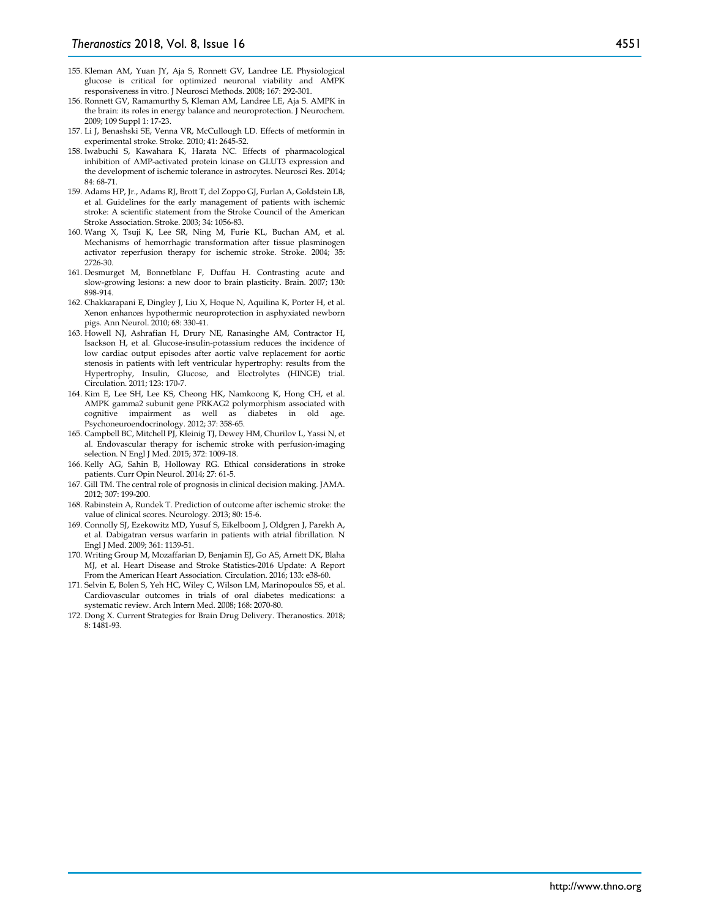155. Kleman AM, Yuan JY, Aja S, Ronnett GV, Landree LE. Physiological glucose is critical for optimized neuronal viability and AMPK responsiveness in vitro. J Neurosci Methods. 2008; 167: 292-301.
156. Ronnett GV, Ramamurthy S, Kleman AM, Landree LE, Aja S. AMPK in the brain: its roles in energy balance and neuroprotection. J Neurochem. 2009; 109 Suppl 1: 17-23.
157. Li J, Benashski SE, Venna VR, McCullough LD. Effects of metformin in experimental stroke. Stroke. 2010; 41: 2645-52.
158. Iwabuchi S, Kawahara K, Harata NC. Effects of pharmacological inhibition of AMP-activated protein kinase on GLUT3 expression and the development of ischemic tolerance in astrocytes. Neurosci Res. 2014; 84: 68-71.
159. Adams HP, Jr., Adams RJ, Brott T, del Zoppo GJ, Furlan A, Goldstein LB, et al. Guidelines for the early management of patients with ischemic stroke: A scientific statement from the Stroke Council of the American Stroke Association. Stroke. 2003; 34: 1056-83.
160. Wang X, Tsuji K, Lee SR, Ning M, Furie KL, Buchan AM, et al. Mechanisms of hemorrhagic transformation after tissue plasminogen activator reperfusion therapy for ischemic stroke. Stroke. 2004; 35: 2726-30.
161. Desmurget M, Bonnetblanc F, Duffau H. Contrasting acute and slow-growing lesions: a new door to brain plasticity. Brain. 2007; 130: 898-914.
162. Chakkarapani E, Dingley J, Liu X, Hoque N, Aquilina K, Porter H, et al. Xenon enhances hypothermic neuroprotection in asphyxiated newborn pigs. Ann Neurol. 2010; 68: 330-41.
163. Howell NJ, Ashrafian H, Drury NE, Ranasinghe AM, Contractor H, Isackson H, et al. Glucose-insulin-potassium reduces the incidence of low cardiac output episodes after aortic valve replacement for aortic stenosis in patients with left ventricular hypertrophy: results from the Hypertrophy, Insulin, Glucose, and Electrolytes (HINGE) trial. Circulation. 2011; 123: 170-7.
164. Kim E, Lee SH, Lee KS, Cheong HK, Namkoong K, Hong CH, et al. AMPK gamma2 subunit gene PRKAG2 polymorphism associated with cognitive impairment as well as diabetes in old age. Psychoneuroendocrinology. 2012; 37: 358-65.
165. Campbell BC, Mitchell PJ, Kleinig TJ, Dewey HM, Churilov L, Yassi N, et al. Endovascular therapy for ischemic stroke with perfusion-imaging selection. N Engl J Med. 2015; 372: 1009-18.
166. Kelly AG, Sahin B, Holloway RG. Ethical considerations in stroke patients. Curr Opin Neurol. 2014; 27: 61-5.
167. Gill TM. The central role of prognosis in clinical decision making. JAMA. 2012; 307: 199-200.
168. Rabinstein A, Rundek T. Prediction of outcome after ischemic stroke: the value of clinical scores. Neurology. 2013; 80: 15-6.
169. Connolly SJ, Ezekowitz MD, Yusuf S, Eikelboom J, Oldgren J, Parekh A, et al. Dabigatran versus warfarin in patients with atrial fibrillation. N Engl J Med. 2009; 361: 1139-51.
170. Writing Group M, Mozaffarian D, Benjamin EJ, Go AS, Arnett DK, Blaha MJ, et al. Heart Disease and Stroke Statistics-2016 Update: A Report From the American Heart Association. Circulation. 2016; 133: e38-60.
171. Selvin E, Bolen S, Yeh HC, Wiley C, Wilson LM, Marinopoulos SS, et al. Cardiovascular outcomes in trials of oral diabetes medications: a systematic review. Arch Intern Med. 2008; 168: 2070-80.
172. Dong X. Current Strategies for Brain Drug Delivery. Theranostics. 2018; 8: 1481-93.